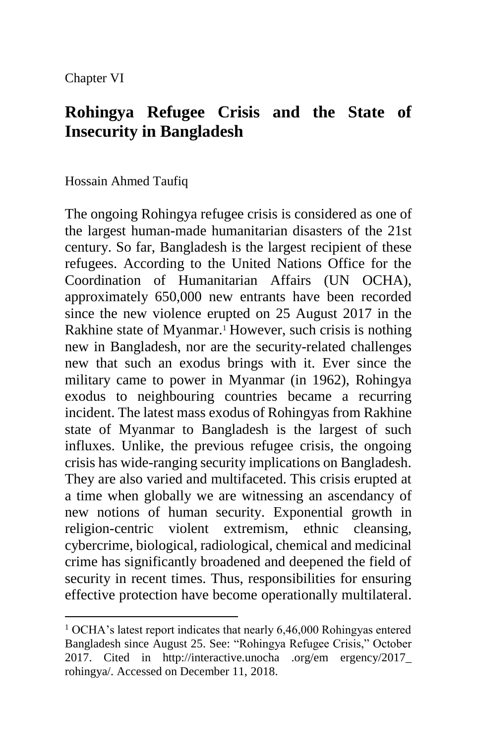Chapter VI

# Rohingya Refugee Crisis and the State of Insecurity in Bangladesh

Hossain Ahmed Taufiq

The ongoing Rohingya refugee crisis is considered as one of the largest human-made humanitarian disasters of the 21st century. So far, Bangladesh is the largest recipient of these refugees. According to the United Nations Office for the Coordination of Humanitarian Affairs (UN OCHA), approximately 650,000 new entrants have been recorded since the new violence erupted on 25 August 2017 in the Rakhine state of Myanmar.[1] However, such crisis is nothing new in Bangladesh, nor are the security-related challenges new that such an exodus brings with it. Ever since the military came to power in Myanmar (in 1962), Rohingya exodus to neighbouring countries became a recurring incident. The latest mass exodus of Rohingyas from Rakhine state of Myanmar to Bangladesh is the largest of such influxes. Unlike, the previous refugee crisis, the ongoing crisis has wide-ranging security implications on Bangladesh. They are also varied and multifaceted. This crisis erupted at a time when globally we are witnessing an ascendancy of new notions of human security. Exponential growth in religion-centric violent extremism, ethnic cleansing, cybercrime, biological, radiological, chemical and medicinal crime has significantly broadened and deepened the field of security in recent times. Thus, responsibilities for ensuring effective protection have become operationally multilateral.

---

[1] OCHA's latest report indicates that nearly 6,46,000 Rohingyas entered Bangladesh since August 25. See: "Rohingya Refugee Crisis," October 2017. Cited in http://interactive.unocha .org/em ergency/2017_ rohingya/. Accessed on December 11, 2018.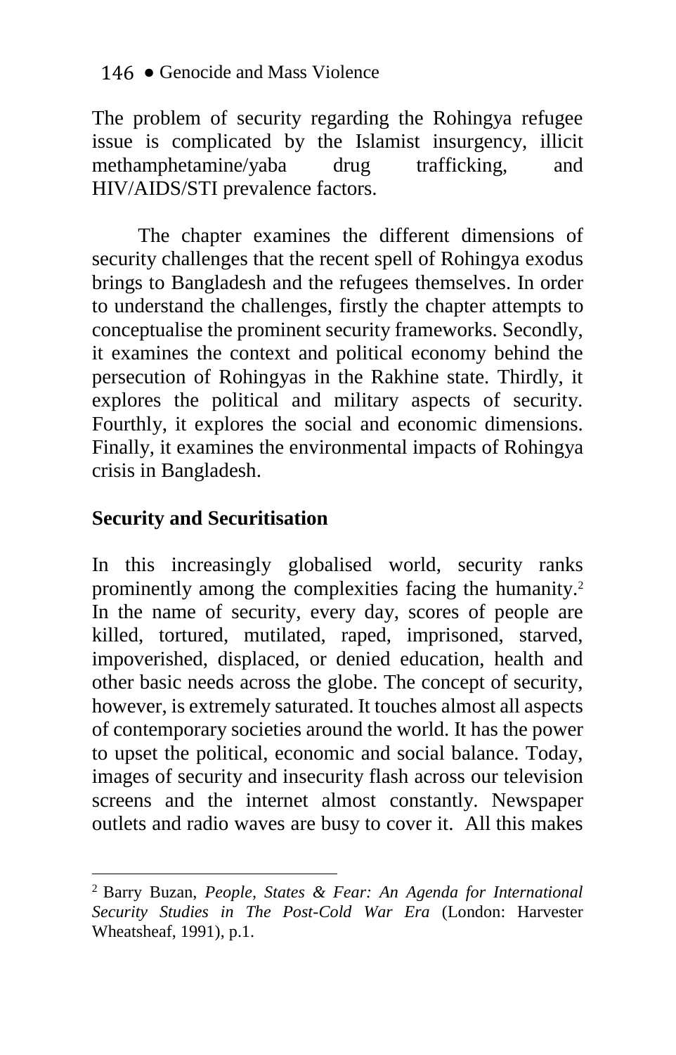The problem of security regarding the Rohingya refugee issue is complicated by the Islamist insurgency, illicit methamphetamine/yaba drug trafficking, and HIV/AIDS/STI prevalence factors.

The chapter examines the different dimensions of security challenges that the recent spell of Rohingya exodus brings to Bangladesh and the refugees themselves. In order to understand the challenges, firstly the chapter attempts to conceptualise the prominent security frameworks. Secondly, it examines the context and political economy behind the persecution of Rohingyas in the Rakhine state. Thirdly, it explores the political and military aspects of security. Fourthly, it explores the social and economic dimensions. Finally, it examines the environmental impacts of Rohingya crisis in Bangladesh.

## Security and Securitisation

In this increasingly globalised world, security ranks prominently among the complexities facing the humanity.[2] In the name of security, every day, scores of people are killed, tortured, mutilated, raped, imprisoned, starved, impoverished, displaced, or denied education, health and other basic needs across the globe. The concept of security, however, is extremely saturated. It touches almost all aspects of contemporary societies around the world. It has the power to upset the political, economic and social balance. Today, images of security and insecurity flash across our television screens and the internet almost constantly. Newspaper outlets and radio waves are busy to cover it. All this makes

---

[2] Barry Buzan, *People, States & Fear: An Agenda for International Security Studies in The Post-Cold War Era* (London: Harvester Wheatsheaf, 1991), p.1.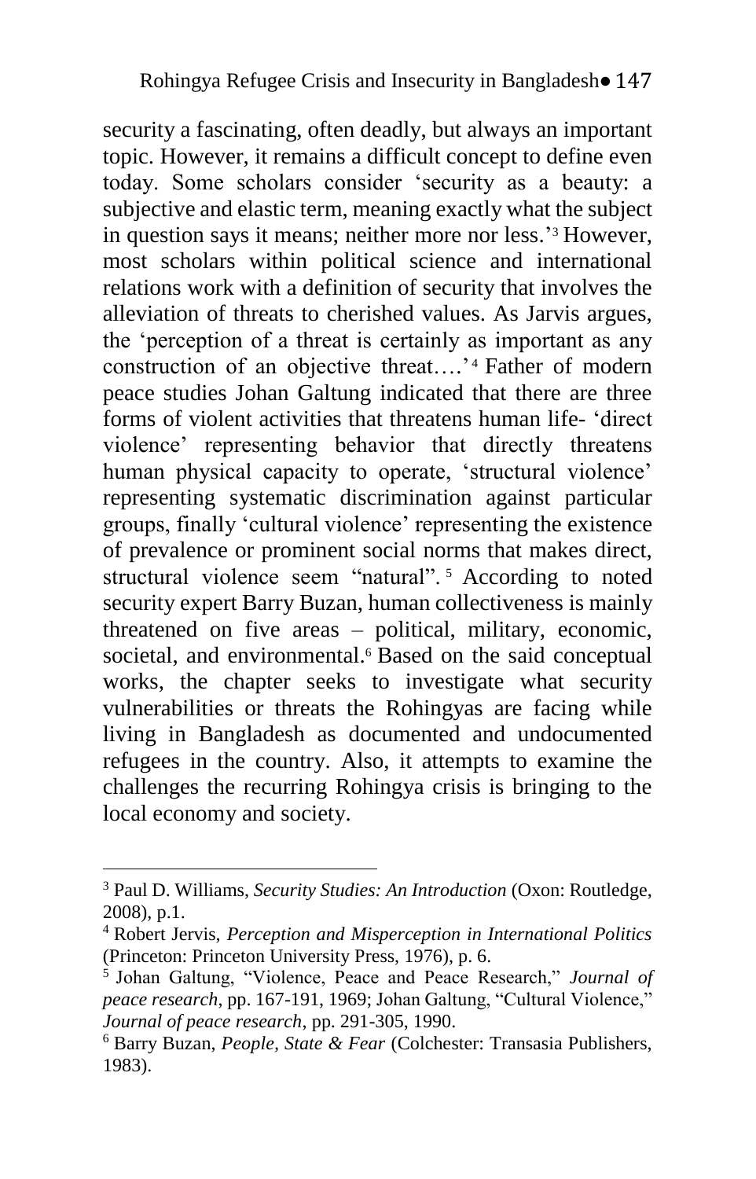security a fascinating, often deadly, but always an important topic. However, it remains a difficult concept to define even today. Some scholars consider 'security as a beauty: a subjective and elastic term, meaning exactly what the subject in question says it means; neither more nor less.'[3] However, most scholars within political science and international relations work with a definition of security that involves the alleviation of threats to cherished values. As Jarvis argues, the 'perception of a threat is certainly as important as any construction of an objective threat….'[4] Father of modern peace studies Johan Galtung indicated that there are three forms of violent activities that threatens human life- 'direct violence' representing behavior that directly threatens human physical capacity to operate, 'structural violence' representing systematic discrimination against particular groups, finally 'cultural violence' representing the existence of prevalence or prominent social norms that makes direct, structural violence seem "natural".[5] According to noted security expert Barry Buzan, human collectiveness is mainly threatened on five areas – political, military, economic, societal, and environmental.[6] Based on the said conceptual works, the chapter seeks to investigate what security vulnerabilities or threats the Rohingyas are facing while living in Bangladesh as documented and undocumented refugees in the country. Also, it attempts to examine the challenges the recurring Rohingya crisis is bringing to the local economy and society.

---

[3] Paul D. Williams, *Security Studies: An Introduction* (Oxon: Routledge, 2008), p.1.

[4] Robert Jervis, *Perception and Misperception in International Politics* (Princeton: Princeton University Press, 1976), p. 6.

[5] Johan Galtung, "Violence, Peace and Peace Research," *Journal of peace research*, pp. 167-191, 1969; Johan Galtung, "Cultural Violence," *Journal of peace research*, pp. 291-305, 1990.

[6] Barry Buzan, *People, State & Fear* (Colchester: Transasia Publishers, 1983).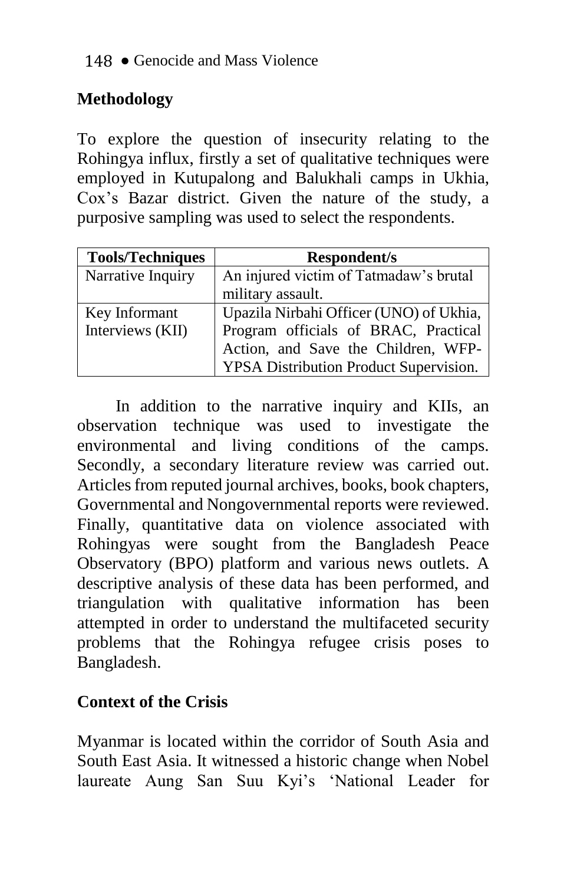## Methodology

To explore the question of insecurity relating to the Rohingya influx, firstly a set of qualitative techniques were employed in Kutupalong and Balukhali camps in Ukhia, Cox's Bazar district. Given the nature of the study, a purposive sampling was used to select the respondents.

| Tools/Techniques | Respondent/s |
| --- | --- |
| Narrative Inquiry | An injured victim of Tatmadaw's brutal military assault. |
| Key Informant Interviews (KII) | Upazila Nirbahi Officer (UNO) of Ukhia, Program officials of BRAC, Practical Action, and Save the Children, WFP-YPSA Distribution Product Supervision. |

In addition to the narrative inquiry and KIIs, an observation technique was used to investigate the environmental and living conditions of the camps. Secondly, a secondary literature review was carried out. Articles from reputed journal archives, books, book chapters, Governmental and Nongovernmental reports were reviewed. Finally, quantitative data on violence associated with Rohingyas were sought from the Bangladesh Peace Observatory (BPO) platform and various news outlets. A descriptive analysis of these data has been performed, and triangulation with qualitative information has been attempted in order to understand the multifaceted security problems that the Rohingya refugee crisis poses to Bangladesh.

## Context of the Crisis

Myanmar is located within the corridor of South Asia and South East Asia. It witnessed a historic change when Nobel laureate Aung San Suu Kyi's 'National Leader for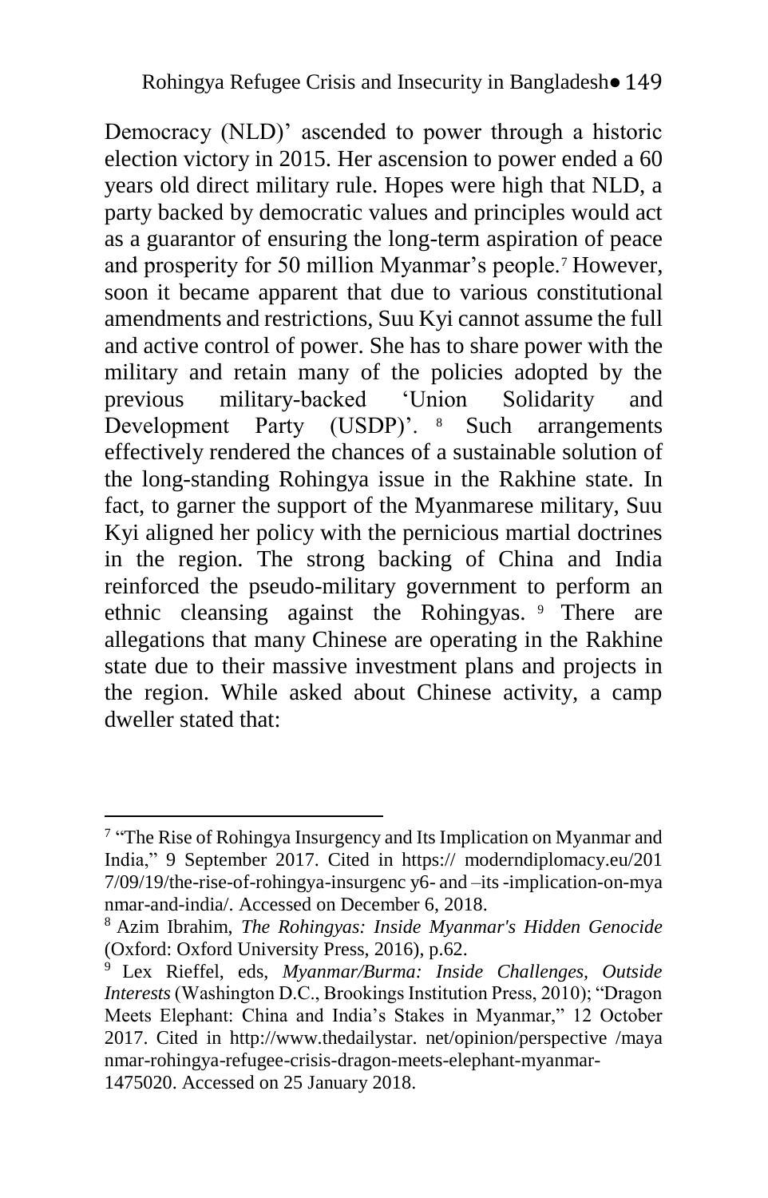Democracy (NLD)' ascended to power through a historic election victory in 2015. Her ascension to power ended a 60 years old direct military rule. Hopes were high that NLD, a party backed by democratic values and principles would act as a guarantor of ensuring the long-term aspiration of peace and prosperity for 50 million Myanmar's people.[7] However, soon it became apparent that due to various constitutional amendments and restrictions, Suu Kyi cannot assume the full and active control of power. She has to share power with the military and retain many of the policies adopted by the previous military-backed 'Union Solidarity and Development Party (USDP)'.[8] Such arrangements effectively rendered the chances of a sustainable solution of the long-standing Rohingya issue in the Rakhine state. In fact, to garner the support of the Myanmarese military, Suu Kyi aligned her policy with the pernicious martial doctrines in the region. The strong backing of China and India reinforced the pseudo-military government to perform an ethnic cleansing against the Rohingyas.[9] There are allegations that many Chinese are operating in the Rakhine state due to their massive investment plans and projects in the region. While asked about Chinese activity, a camp dweller stated that:

---

[7] "The Rise of Rohingya Insurgency and Its Implication on Myanmar and India," 9 September 2017. Cited in https:// moderndiplomacy.eu/201 7/09/19/the-rise-of-rohingya-insurgenc y6- and –its -implication-on-mya nmar-and-india/. Accessed on December 6, 2018.

[8] Azim Ibrahim, *The Rohingyas: Inside Myanmar's Hidden Genocide* (Oxford: Oxford University Press, 2016), p.62.

[9] Lex Rieffel, eds, *Myanmar/Burma: Inside Challenges, Outside Interests* (Washington D.C., Brookings Institution Press, 2010); "Dragon Meets Elephant: China and India's Stakes in Myanmar," 12 October 2017. Cited in http://www.thedailystar. net/opinion/perspective /maya nmar-rohingya-refugee-crisis-dragon-meets-elephant-myanmar-1475020. Accessed on 25 January 2018.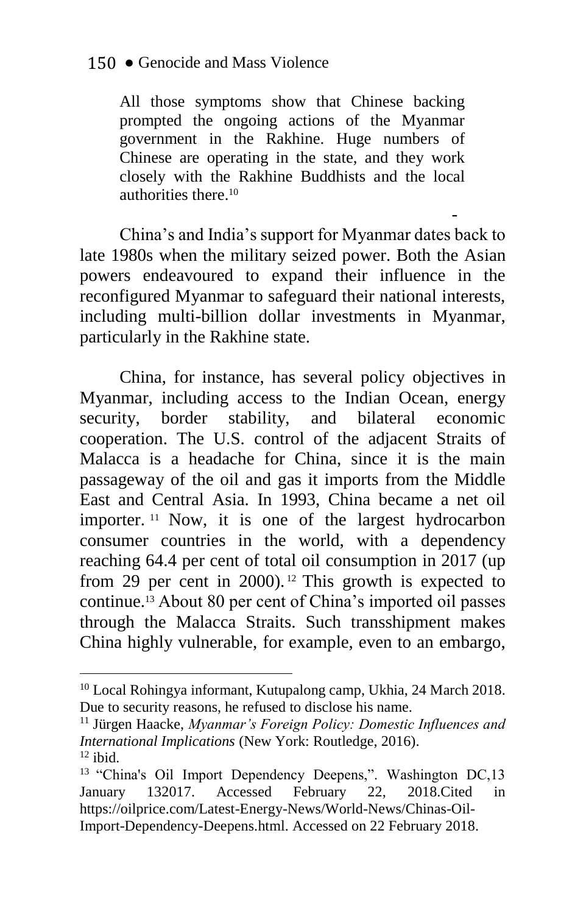> All those symptoms show that Chinese backing prompted the ongoing actions of the Myanmar government in the Rakhine. Huge numbers of Chinese are operating in the state, and they work closely with the Rakhine Buddhists and the local authorities there.[10]

China's and India's support for Myanmar dates back to late 1980s when the military seized power. Both the Asian powers endeavoured to expand their influence in the reconfigured Myanmar to safeguard their national interests, including multi-billion dollar investments in Myanmar, particularly in the Rakhine state.

China, for instance, has several policy objectives in Myanmar, including access to the Indian Ocean, energy security, border stability, and bilateral economic cooperation. The U.S. control of the adjacent Straits of Malacca is a headache for China, since it is the main passageway of the oil and gas it imports from the Middle East and Central Asia. In 1993, China became a net oil importer.[11] Now, it is one of the largest hydrocarbon consumer countries in the world, with a dependency reaching 64.4 per cent of total oil consumption in 2017 (up from 29 per cent in 2000).[12] This growth is expected to continue.[13] About 80 per cent of China's imported oil passes through the Malacca Straits. Such transshipment makes China highly vulnerable, for example, even to an embargo,

---

[10] Local Rohingya informant, Kutupalong camp, Ukhia, 24 March 2018. Due to security reasons, he refused to disclose his name.

[11] Jürgen Haacke, *Myanmar's Foreign Policy: Domestic Influences and International Implications* (New York: Routledge, 2016).

[12] ibid.

[13] "China's Oil Import Dependency Deepens,". Washington DC,13 January 132017. Accessed February 22, 2018.Cited in https://oilprice.com/Latest-Energy-News/World-News/Chinas-Oil-Import-Dependency-Deepens.html. Accessed on 22 February 2018.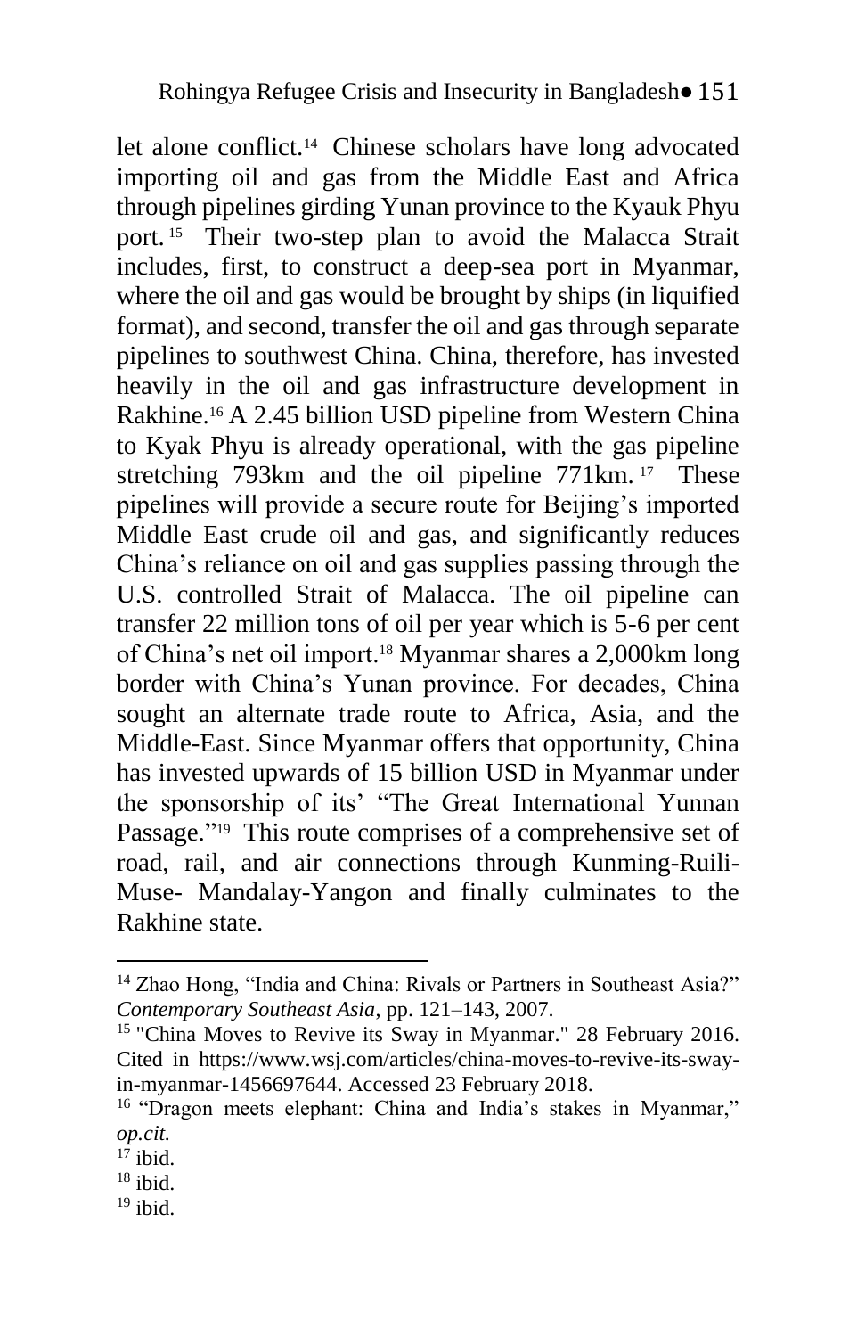let alone conflict.[14] Chinese scholars have long advocated importing oil and gas from the Middle East and Africa through pipelines girding Yunan province to the Kyauk Phyu port.[15] Their two-step plan to avoid the Malacca Strait includes, first, to construct a deep-sea port in Myanmar, where the oil and gas would be brought by ships (in liquified format), and second, transfer the oil and gas through separate pipelines to southwest China. China, therefore, has invested heavily in the oil and gas infrastructure development in Rakhine.[16] A 2.45 billion USD pipeline from Western China to Kyak Phyu is already operational, with the gas pipeline stretching 793km and the oil pipeline 771km.[17] These pipelines will provide a secure route for Beijing's imported Middle East crude oil and gas, and significantly reduces China's reliance on oil and gas supplies passing through the U.S. controlled Strait of Malacca. The oil pipeline can transfer 22 million tons of oil per year which is 5-6 per cent of China's net oil import.[18] Myanmar shares a 2,000km long border with China's Yunan province. For decades, China sought an alternate trade route to Africa, Asia, and the Middle-East. Since Myanmar offers that opportunity, China has invested upwards of 15 billion USD in Myanmar under the sponsorship of its' "The Great International Yunnan Passage."[19] This route comprises of a comprehensive set of road, rail, and air connections through Kunming-Ruili-Muse- Mandalay-Yangon and finally culminates to the Rakhine state.

---

[14] Zhao Hong, "India and China: Rivals or Partners in Southeast Asia?" *Contemporary Southeast Asia*, pp. 121–143, 2007.

[15] "China Moves to Revive its Sway in Myanmar." 28 February 2016. Cited in https://www.wsj.com/articles/china-moves-to-revive-its-sway-in-myanmar-1456697644. Accessed 23 February 2018.

[16] "Dragon meets elephant: China and India's stakes in Myanmar," *op.cit.*

[17] ibid.

[18] ibid.

[19] ibid.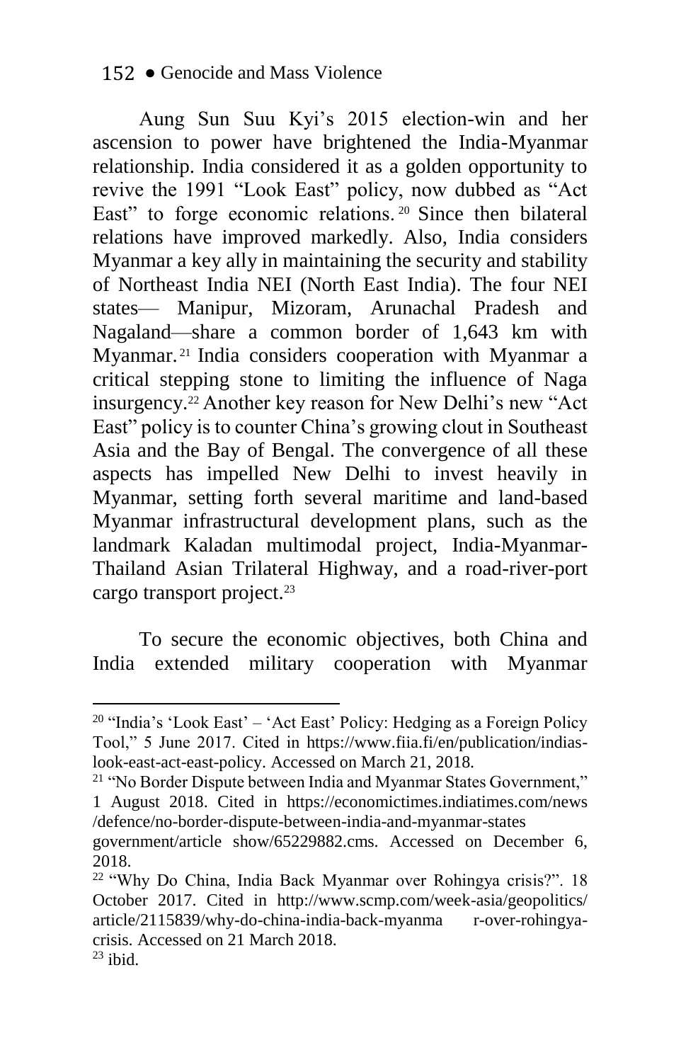Aung Sun Suu Kyi's 2015 election-win and her ascension to power have brightened the India-Myanmar relationship. India considered it as a golden opportunity to revive the 1991 "Look East" policy, now dubbed as "Act East" to forge economic relations.[20] Since then bilateral relations have improved markedly. Also, India considers Myanmar a key ally in maintaining the security and stability of Northeast India NEI (North East India). The four NEI states— Manipur, Mizoram, Arunachal Pradesh and Nagaland—share a common border of 1,643 km with Myanmar.[21] India considers cooperation with Myanmar a critical stepping stone to limiting the influence of Naga insurgency.[22] Another key reason for New Delhi's new "Act East" policy is to counter China's growing clout in Southeast Asia and the Bay of Bengal. The convergence of all these aspects has impelled New Delhi to invest heavily in Myanmar, setting forth several maritime and land-based Myanmar infrastructural development plans, such as the landmark Kaladan multimodal project, India-Myanmar-Thailand Asian Trilateral Highway, and a road-river-port cargo transport project.[23]

To secure the economic objectives, both China and India extended military cooperation with Myanmar

---

[20] "India's 'Look East' – 'Act East' Policy: Hedging as a Foreign Policy Tool," 5 June 2017. Cited in https://www.fiia.fi/en/publication/indias-look-east-act-east-policy. Accessed on March 21, 2018.

[21] "No Border Dispute between India and Myanmar States Government," 1 August 2018. Cited in https://economictimes.indiatimes.com/news /defence/no-border-dispute-between-india-and-myanmar-states government/article show/65229882.cms. Accessed on December 6, 2018.

[22] "Why Do China, India Back Myanmar over Rohingya crisis?". 18 October 2017. Cited in http://www.scmp.com/week-asia/geopolitics/ article/2115839/why-do-china-india-back-myanma r-over-rohingya-crisis. Accessed on 21 March 2018.

[23] ibid.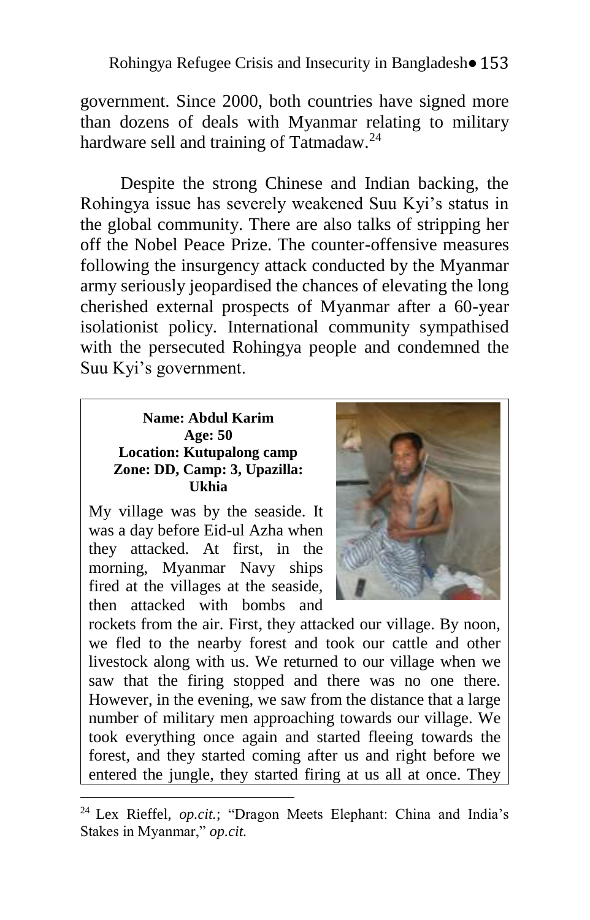government. Since 2000, both countries have signed more than dozens of deals with Myanmar relating to military hardware sell and training of Tatmadaw.[24]

Despite the strong Chinese and Indian backing, the Rohingya issue has severely weakened Suu Kyi's status in the global community. There are also talks of stripping her off the Nobel Peace Prize. The counter-offensive measures following the insurgency attack conducted by the Myanmar army seriously jeopardised the chances of elevating the long cherished external prospects of Myanmar after a 60-year isolationist policy. International community sympathised with the persecuted Rohingya people and condemned the Suu Kyi's government.

**Name: Abdul Karim**
**Age: 50**
**Location: Kutupalong camp**
**Zone: DD, Camp: 3, Upazilla: Ukhia**

My village was by the seaside. It was a day before Eid-ul Azha when they attacked. At first, in the morning, Myanmar Navy ships fired at the villages at the seaside, then attacked with bombs and rockets from the air. First, they attacked our village. By noon, we fled to the nearby forest and took our cattle and other livestock along with us. We returned to our village when we saw that the firing stopped and there was no one there. However, in the evening, we saw from the distance that a large number of military men approaching towards our village. We took everything once again and started fleeing towards the forest, and they started coming after us and right before we entered the jungle, they started firing at us all at once. They

[24] Lex Rieffel, *op.cit.*; "Dragon Meets Elephant: China and India's Stakes in Myanmar," *op.cit.*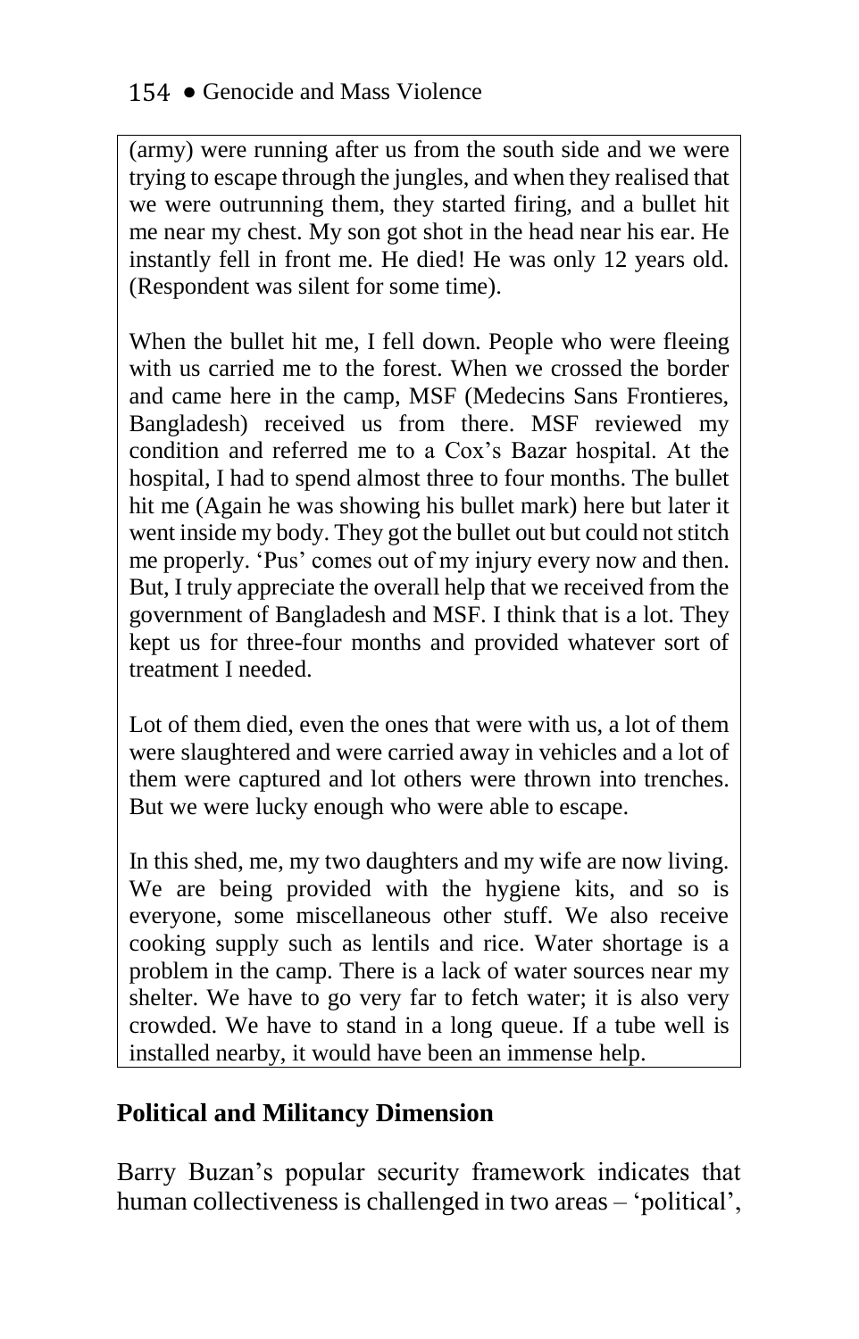(army) were running after us from the south side and we were trying to escape through the jungles, and when they realised that we were outrunning them, they started firing, and a bullet hit me near my chest. My son got shot in the head near his ear. He instantly fell in front me. He died! He was only 12 years old. (Respondent was silent for some time).

When the bullet hit me, I fell down. People who were fleeing with us carried me to the forest. When we crossed the border and came here in the camp, MSF (Medecins Sans Frontieres, Bangladesh) received us from there. MSF reviewed my condition and referred me to a Cox's Bazar hospital. At the hospital, I had to spend almost three to four months. The bullet hit me (Again he was showing his bullet mark) here but later it went inside my body. They got the bullet out but could not stitch me properly. 'Pus' comes out of my injury every now and then. But, I truly appreciate the overall help that we received from the government of Bangladesh and MSF. I think that is a lot. They kept us for three-four months and provided whatever sort of treatment I needed.

Lot of them died, even the ones that were with us, a lot of them were slaughtered and were carried away in vehicles and a lot of them were captured and lot others were thrown into trenches. But we were lucky enough who were able to escape.

In this shed, me, my two daughters and my wife are now living. We are being provided with the hygiene kits, and so is everyone, some miscellaneous other stuff. We also receive cooking supply such as lentils and rice. Water shortage is a problem in the camp. There is a lack of water sources near my shelter. We have to go very far to fetch water; it is also very crowded. We have to stand in a long queue. If a tube well is installed nearby, it would have been an immense help.

## Political and Militancy Dimension

Barry Buzan's popular security framework indicates that human collectiveness is challenged in two areas – 'political',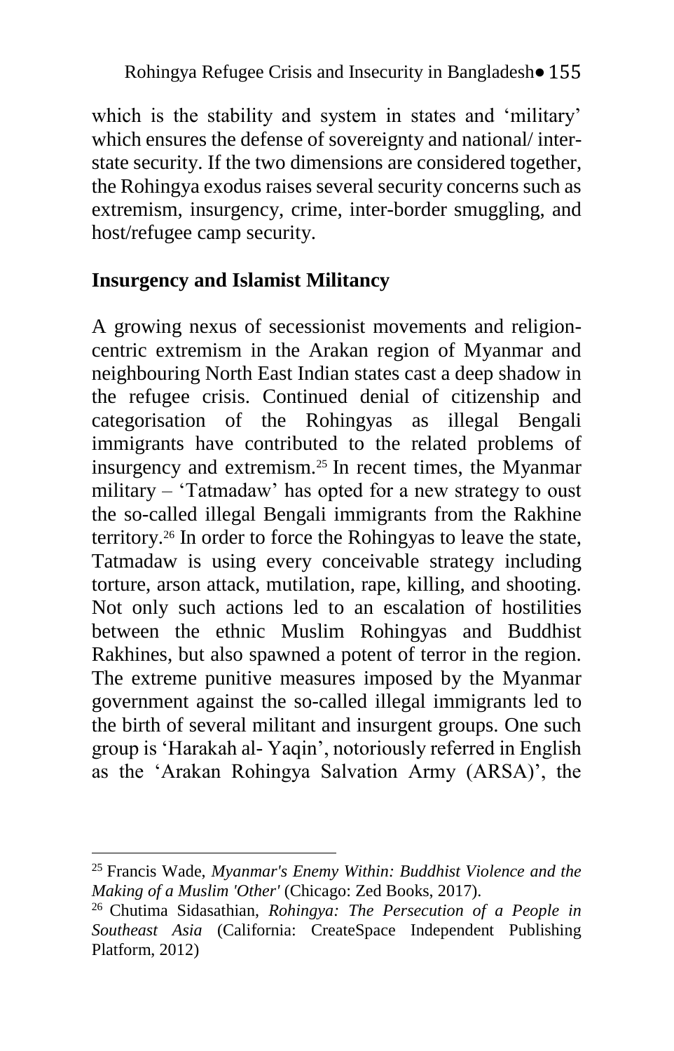which is the stability and system in states and 'military' which ensures the defense of sovereignty and national/ inter-state security. If the two dimensions are considered together, the Rohingya exodus raises several security concerns such as extremism, insurgency, crime, inter-border smuggling, and host/refugee camp security.

## Insurgency and Islamist Militancy

A growing nexus of secessionist movements and religion-centric extremism in the Arakan region of Myanmar and neighbouring North East Indian states cast a deep shadow in the refugee crisis. Continued denial of citizenship and categorisation of the Rohingyas as illegal Bengali immigrants have contributed to the related problems of insurgency and extremism.[25] In recent times, the Myanmar military – 'Tatmadaw' has opted for a new strategy to oust the so-called illegal Bengali immigrants from the Rakhine territory.[26] In order to force the Rohingyas to leave the state, Tatmadaw is using every conceivable strategy including torture, arson attack, mutilation, rape, killing, and shooting. Not only such actions led to an escalation of hostilities between the ethnic Muslim Rohingyas and Buddhist Rakhines, but also spawned a potent of terror in the region. The extreme punitive measures imposed by the Myanmar government against the so-called illegal immigrants led to the birth of several militant and insurgent groups. One such group is 'Harakah al- Yaqin', notoriously referred in English as the 'Arakan Rohingya Salvation Army (ARSA)', the

---

[25] Francis Wade, *Myanmar's Enemy Within: Buddhist Violence and the Making of a Muslim 'Other'* (Chicago: Zed Books, 2017).

[26] Chutima Sidasathian, *Rohingya: The Persecution of a People in Southeast Asia* (California: CreateSpace Independent Publishing Platform, 2012)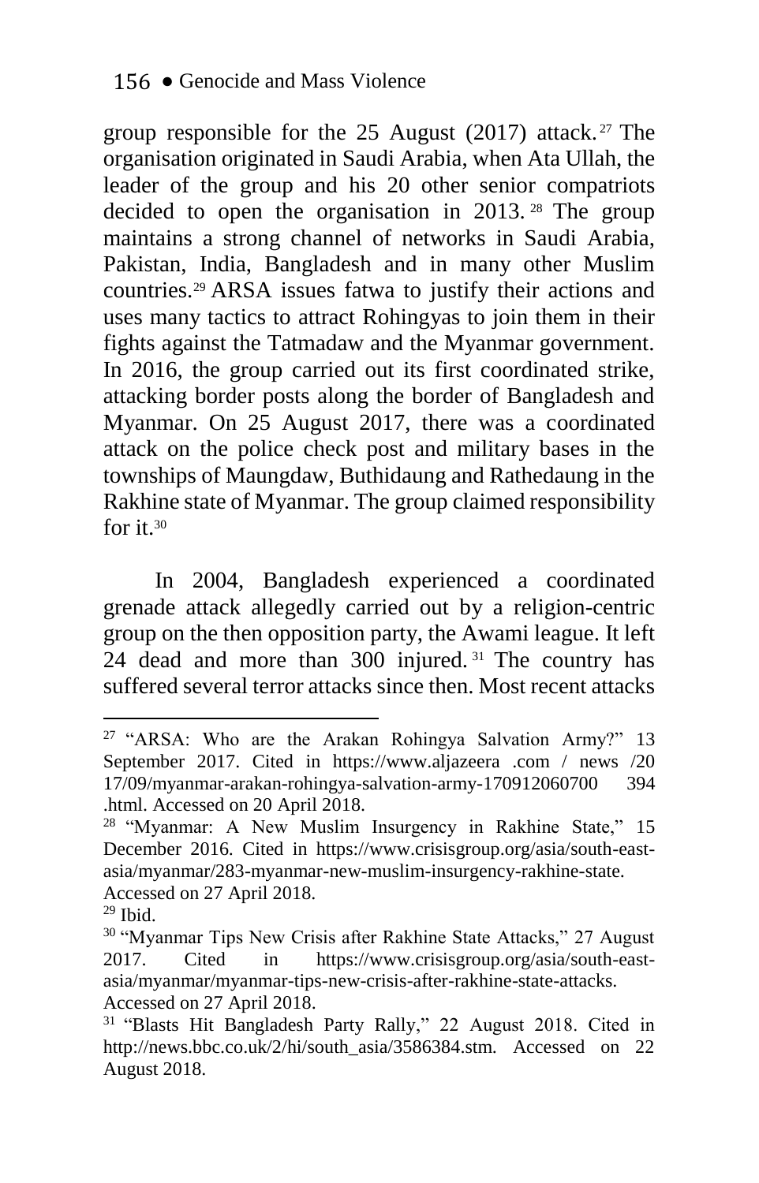group responsible for the 25 August (2017) attack.[27] The organisation originated in Saudi Arabia, when Ata Ullah, the leader of the group and his 20 other senior compatriots decided to open the organisation in 2013.[28] The group maintains a strong channel of networks in Saudi Arabia, Pakistan, India, Bangladesh and in many other Muslim countries.[29] ARSA issues fatwa to justify their actions and uses many tactics to attract Rohingyas to join them in their fights against the Tatmadaw and the Myanmar government. In 2016, the group carried out its first coordinated strike, attacking border posts along the border of Bangladesh and Myanmar. On 25 August 2017, there was a coordinated attack on the police check post and military bases in the townships of Maungdaw, Buthidaung and Rathedaung in the Rakhine state of Myanmar. The group claimed responsibility for it.[30]

In 2004, Bangladesh experienced a coordinated grenade attack allegedly carried out by a religion-centric group on the then opposition party, the Awami league. It left 24 dead and more than 300 injured.[31] The country has suffered several terror attacks since then. Most recent attacks

---

[27] "ARSA: Who are the Arakan Rohingya Salvation Army?" 13 September 2017. Cited in https://www.aljazeera .com / news /20 17/09/myanmar-arakan-rohingya-salvation-army-170912060700 394 .html. Accessed on 20 April 2018.

[28] "Myanmar: A New Muslim Insurgency in Rakhine State," 15 December 2016. Cited in https://www.crisisgroup.org/asia/south-east-asia/myanmar/283-myanmar-new-muslim-insurgency-rakhine-state. Accessed on 27 April 2018.

[29] Ibid.

[30] "Myanmar Tips New Crisis after Rakhine State Attacks," 27 August 2017. Cited in https://www.crisisgroup.org/asia/south-east-asia/myanmar/myanmar-tips-new-crisis-after-rakhine-state-attacks. Accessed on 27 April 2018.

[31] "Blasts Hit Bangladesh Party Rally," 22 August 2018. Cited in http://news.bbc.co.uk/2/hi/south_asia/3586384.stm. Accessed on 22 August 2018.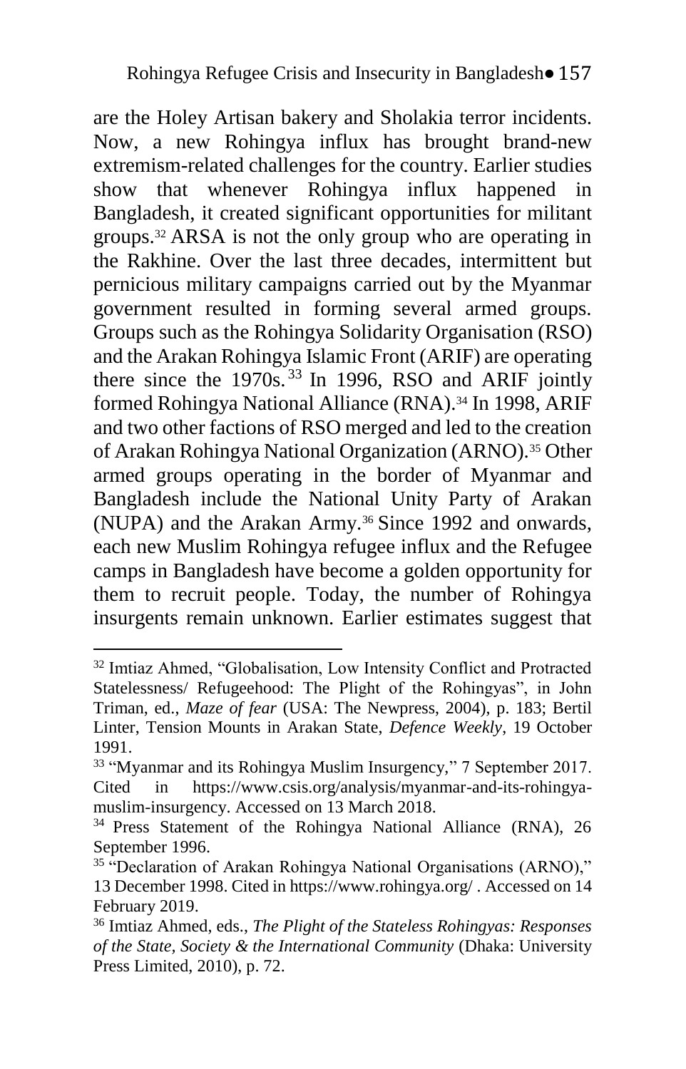are the Holey Artisan bakery and Sholakia terror incidents. Now, a new Rohingya influx has brought brand-new extremism-related challenges for the country. Earlier studies show that whenever Rohingya influx happened in Bangladesh, it created significant opportunities for militant groups.[32] ARSA is not the only group who are operating in the Rakhine. Over the last three decades, intermittent but pernicious military campaigns carried out by the Myanmar government resulted in forming several armed groups. Groups such as the Rohingya Solidarity Organisation (RSO) and the Arakan Rohingya Islamic Front (ARIF) are operating there since the 1970s.[33] In 1996, RSO and ARIF jointly formed Rohingya National Alliance (RNA).[34] In 1998, ARIF and two other factions of RSO merged and led to the creation of Arakan Rohingya National Organization (ARNO).[35] Other armed groups operating in the border of Myanmar and Bangladesh include the National Unity Party of Arakan (NUPA) and the Arakan Army.[36] Since 1992 and onwards, each new Muslim Rohingya refugee influx and the Refugee camps in Bangladesh have become a golden opportunity for them to recruit people. Today, the number of Rohingya insurgents remain unknown. Earlier estimates suggest that

---

[32] Imtiaz Ahmed, "Globalisation, Low Intensity Conflict and Protracted Statelessness/ Refugeehood: The Plight of the Rohingyas", in John Triman, ed., *Maze of fear* (USA: The Newpress, 2004), p. 183; Bertil Linter, Tension Mounts in Arakan State, *Defence Weekly*, 19 October 1991.

[33] "Myanmar and its Rohingya Muslim Insurgency," 7 September 2017. Cited in https://www.csis.org/analysis/myanmar-and-its-rohingya-muslim-insurgency. Accessed on 13 March 2018.

[34] Press Statement of the Rohingya National Alliance (RNA), 26 September 1996.

[35] "Declaration of Arakan Rohingya National Organisations (ARNO)," 13 December 1998. Cited in https://www.rohingya.org/ . Accessed on 14 February 2019.

[36] Imtiaz Ahmed, eds., *The Plight of the Stateless Rohingyas: Responses of the State, Society & the International Community* (Dhaka: University Press Limited, 2010), p. 72.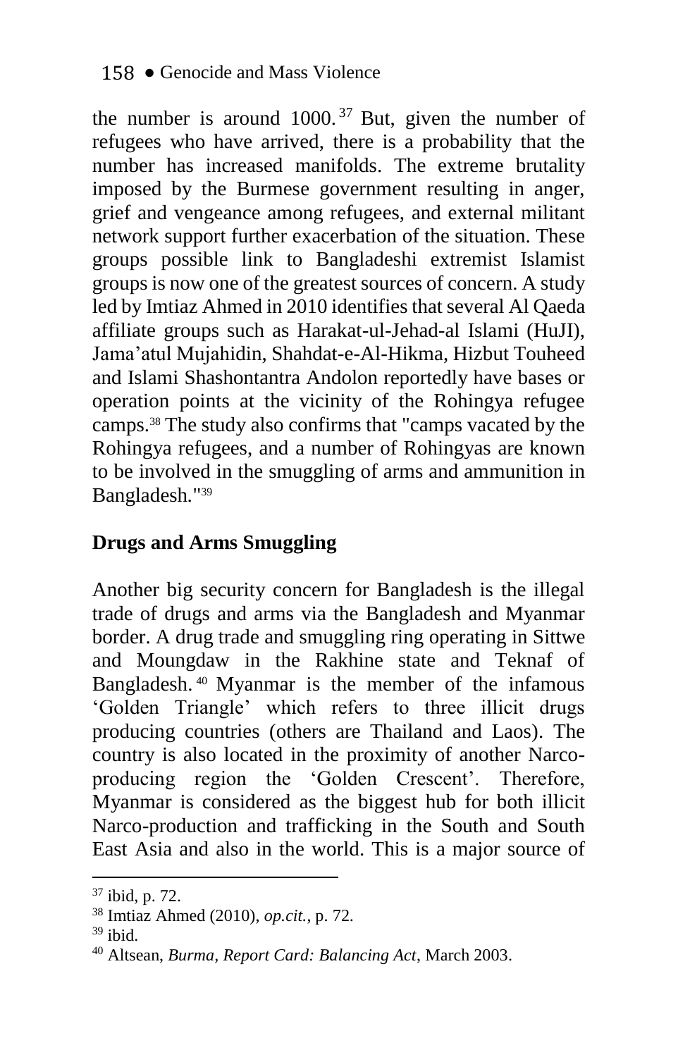the number is around 1000.[37] But, given the number of refugees who have arrived, there is a probability that the number has increased manifolds. The extreme brutality imposed by the Burmese government resulting in anger, grief and vengeance among refugees, and external militant network support further exacerbation of the situation. These groups possible link to Bangladeshi extremist Islamist groups is now one of the greatest sources of concern. A study led by Imtiaz Ahmed in 2010 identifies that several Al Qaeda affiliate groups such as Harakat-ul-Jehad-al Islami (HuJI), Jama'atul Mujahidin, Shahdat-e-Al-Hikma, Hizbut Touheed and Islami Shashontantra Andolon reportedly have bases or operation points at the vicinity of the Rohingya refugee camps.[38] The study also confirms that "camps vacated by the Rohingya refugees, and a number of Rohingyas are known to be involved in the smuggling of arms and ammunition in Bangladesh."[39]

## Drugs and Arms Smuggling

Another big security concern for Bangladesh is the illegal trade of drugs and arms via the Bangladesh and Myanmar border. A drug trade and smuggling ring operating in Sittwe and Moungdaw in the Rakhine state and Teknaf of Bangladesh.[40] Myanmar is the member of the infamous 'Golden Triangle' which refers to three illicit drugs producing countries (others are Thailand and Laos). The country is also located in the proximity of another Narco-producing region the 'Golden Crescent'. Therefore, Myanmar is considered as the biggest hub for both illicit Narco-production and trafficking in the South and South East Asia and also in the world. This is a major source of

---

[37] ibid, p. 72.

[38] Imtiaz Ahmed (2010), *op.cit.*, p. 72.

[39] ibid.

[40] Altsean, *Burma, Report Card: Balancing Act*, March 2003.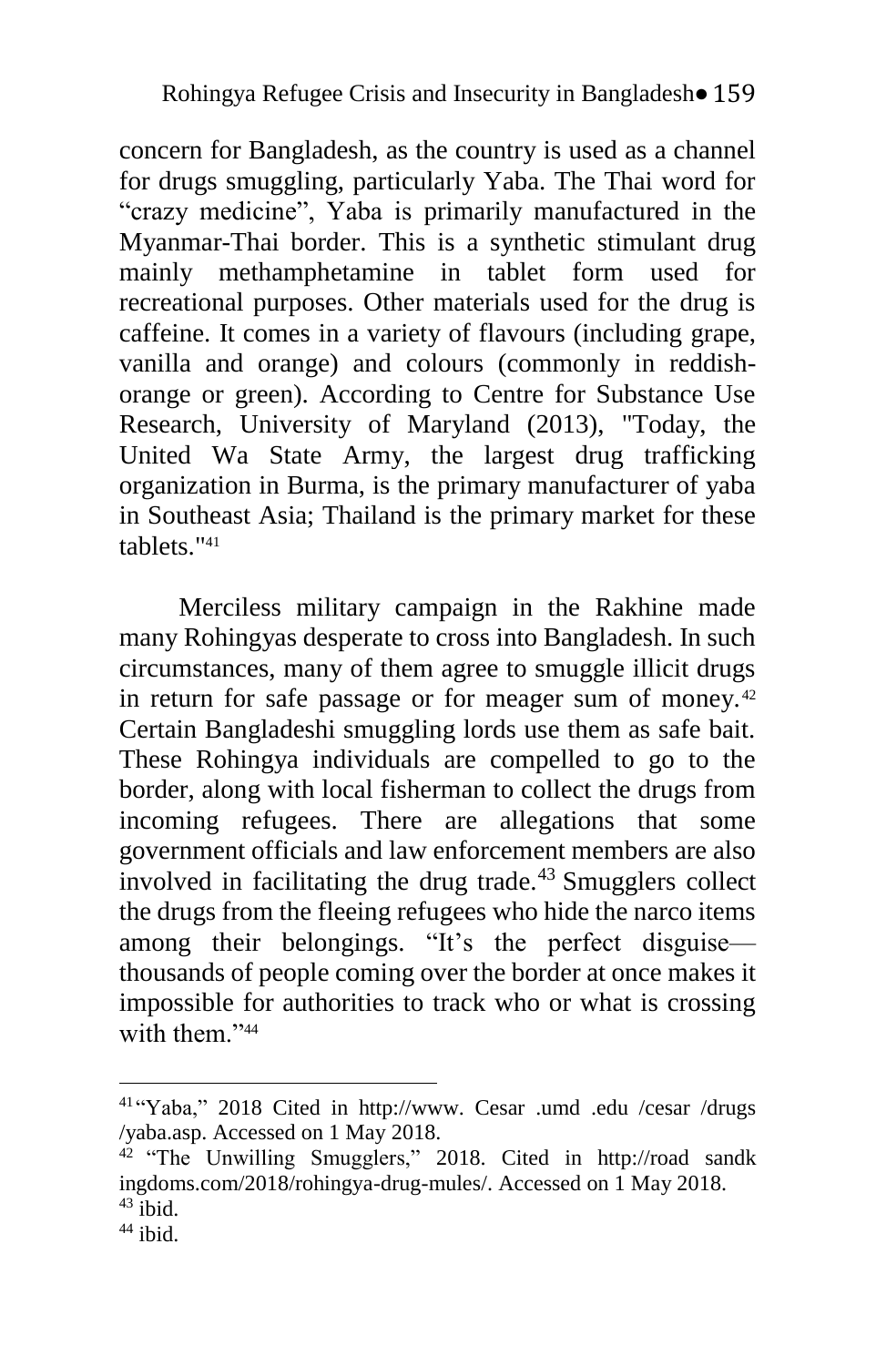concern for Bangladesh, as the country is used as a channel for drugs smuggling, particularly Yaba. The Thai word for "crazy medicine", Yaba is primarily manufactured in the Myanmar-Thai border. This is a synthetic stimulant drug mainly methamphetamine in tablet form used for recreational purposes. Other materials used for the drug is caffeine. It comes in a variety of flavours (including grape, vanilla and orange) and colours (commonly in reddish-orange or green). According to Centre for Substance Use Research, University of Maryland (2013), "Today, the United Wa State Army, the largest drug trafficking organization in Burma, is the primary manufacturer of yaba in Southeast Asia; Thailand is the primary market for these tablets."[41]

Merciless military campaign in the Rakhine made many Rohingyas desperate to cross into Bangladesh. In such circumstances, many of them agree to smuggle illicit drugs in return for safe passage or for meager sum of money.[42] Certain Bangladeshi smuggling lords use them as safe bait. These Rohingya individuals are compelled to go to the border, along with local fisherman to collect the drugs from incoming refugees. There are allegations that some government officials and law enforcement members are also involved in facilitating the drug trade.[43] Smugglers collect the drugs from the fleeing refugees who hide the narco items among their belongings. "It's the perfect disguise—thousands of people coming over the border at once makes it impossible for authorities to track who or what is crossing with them."[44]

---

[41] "Yaba," 2018 Cited in http://www. Cesar .umd .edu /cesar /drugs /yaba.asp. Accessed on 1 May 2018.

[42] "The Unwilling Smugglers," 2018. Cited in http://road sandk ingdoms.com/2018/rohingya-drug-mules/. Accessed on 1 May 2018.

[43] ibid.

[44] ibid.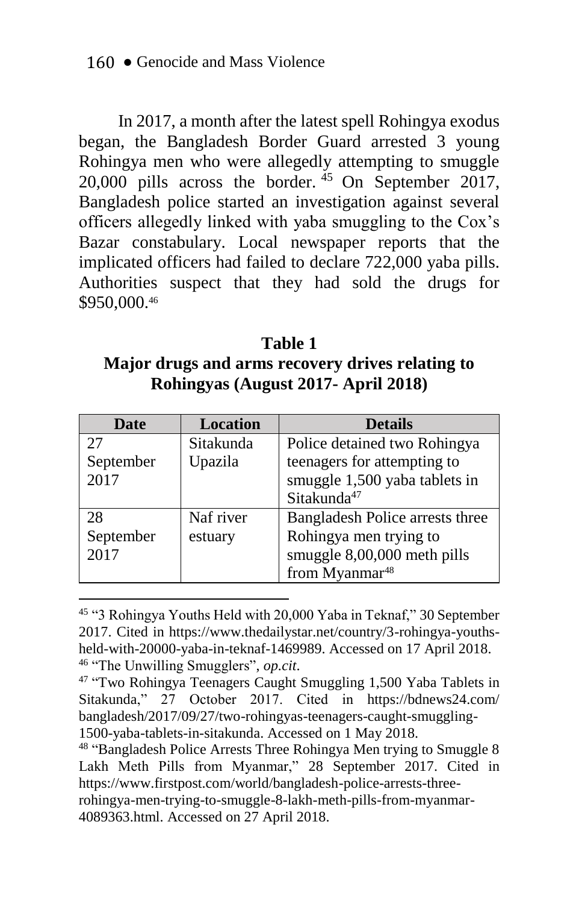In 2017, a month after the latest spell Rohingya exodus began, the Bangladesh Border Guard arrested 3 young Rohingya men who were allegedly attempting to smuggle 20,000 pills across the border.[45] On September 2017, Bangladesh police started an investigation against several officers allegedly linked with yaba smuggling to the Cox's Bazar constabulary. Local newspaper reports that the implicated officers had failed to declare 722,000 yaba pills. Authorities suspect that they had sold the drugs for $950,000.[46]

**Table 1**
**Major drugs and arms recovery drives relating to Rohingyas (August 2017- April 2018)**

| Date | Location | Details |
| --- | --- | --- |
| 27 September 2017 | Sitakunda Upazila | Police detained two Rohingya teenagers for attempting to smuggle 1,500 yaba tablets in Sitakunda[47] |
| 28 September 2017 | Naf river estuary | Bangladesh Police arrests three Rohingya men trying to smuggle 8,00,000 meth pills from Myanmar[48] |

[45] "3 Rohingya Youths Held with 20,000 Yaba in Teknaf," 30 September 2017. Cited in https://www.thedailystar.net/country/3-rohingya-youths-held-with-20000-yaba-in-teknaf-1469989. Accessed on 17 April 2018.

[46] "The Unwilling Smugglers", *op.cit*.

[47] "Two Rohingya Teenagers Caught Smuggling 1,500 Yaba Tablets in Sitakunda," 27 October 2017. Cited in https://bdnews24.com/bangladesh/2017/09/27/two-rohingyas-teenagers-caught-smuggling-1500-yaba-tablets-in-sitakunda. Accessed on 1 May 2018.

[48] "Bangladesh Police Arrests Three Rohingya Men trying to Smuggle 8 Lakh Meth Pills from Myanmar," 28 September 2017. Cited in https://www.firstpost.com/world/bangladesh-police-arrests-three-rohingya-men-trying-to-smuggle-8-lakh-meth-pills-from-myanmar-4089363.html. Accessed on 27 April 2018.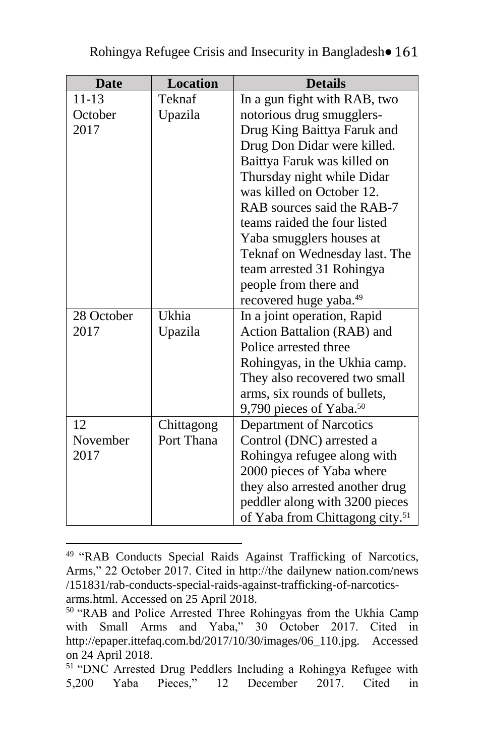| Date | Location | Details |
|---|---|---|
| 11-13 October 2017 | Teknaf Upazila | In a gun fight with RAB, two notorious drug smugglers- Drug King Baittya Faruk and Drug Don Didar were killed. Baittya Faruk was killed on Thursday night while Didar was killed on October 12. RAB sources said the RAB-7 teams raided the four listed Yaba smugglers houses at Teknaf on Wednesday last. The team arrested 31 Rohingya people from there and recovered huge yaba.[49] |
| 28 October 2017 | Ukhia Upazila | In a joint operation, Rapid Action Battalion (RAB) and Police arrested three Rohingyas, in the Ukhia camp. They also recovered two small arms, six rounds of bullets, 9,790 pieces of Yaba.[50] |
| 12 November 2017 | Chittagong Port Thana | Department of Narcotics Control (DNC) arrested a Rohingya refugee along with 2000 pieces of Yaba where they also arrested another drug peddler along with 3200 pieces of Yaba from Chittagong city.[51] |

---

[49] "RAB Conducts Special Raids Against Trafficking of Narcotics, Arms," 22 October 2017. Cited in http://the dailynew nation.com/news /151831/rab-conducts-special-raids-against-trafficking-of-narcotics-arms.html. Accessed on 25 April 2018.

[50] "RAB and Police Arrested Three Rohingyas from the Ukhia Camp with Small Arms and Yaba," 30 October 2017. Cited in http://epaper.ittefaq.com.bd/2017/10/30/images/06_110.jpg. Accessed on 24 April 2018.

[51] "DNC Arrested Drug Peddlers Including a Rohingya Refugee with 5,200 Yaba Pieces," 12 December 2017. Cited in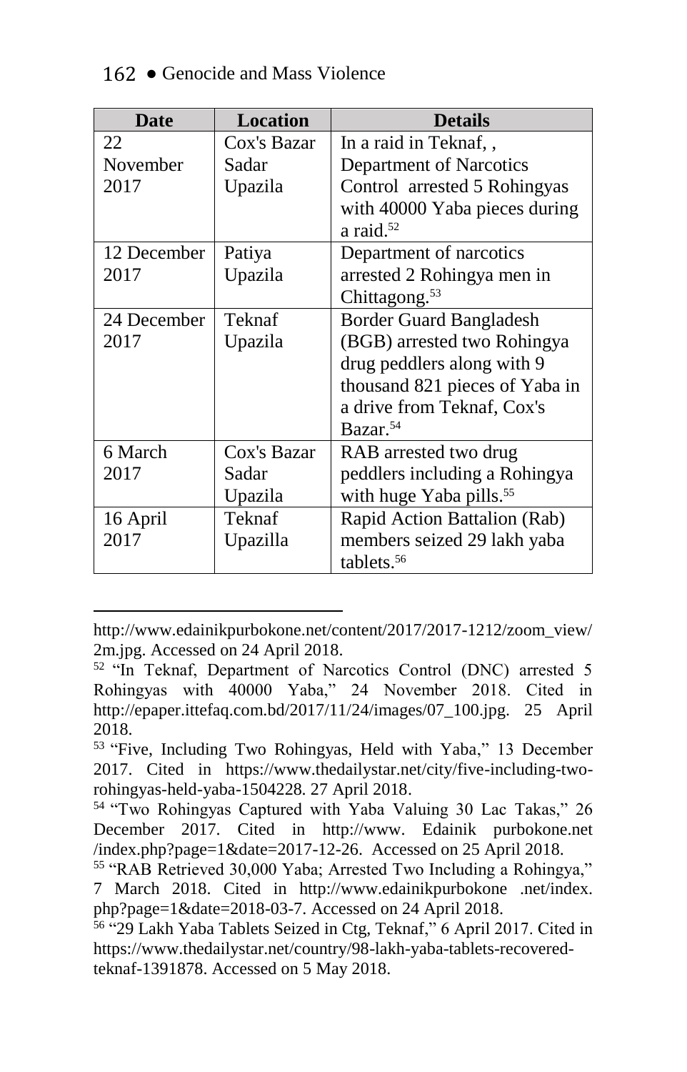| Date | Location | Details |
|---|---|---|
| 22 November 2017 | Cox's Bazar Sadar Upazila | In a raid in Teknaf, , Department of Narcotics Control arrested 5 Rohingyas with 40000 Yaba pieces during a raid.[52] |
| 12 December 2017 | Patiya Upazila | Department of narcotics arrested 2 Rohingya men in Chittagong.[53] |
| 24 December 2017 | Teknaf Upazila | Border Guard Bangladesh (BGB) arrested two Rohingya drug peddlers along with 9 thousand 821 pieces of Yaba in a drive from Teknaf, Cox's Bazar.[54] |
| 6 March 2017 | Cox's Bazar Sadar Upazila | RAB arrested two drug peddlers including a Rohingya with huge Yaba pills.[55] |
| 16 April 2017 | Teknaf Upazilla | Rapid Action Battalion (Rab) members seized 29 lakh yaba tablets.[56] |

---

http://www.edainikpurbokone.net/content/2017/2017-1212/zoom_view/2m.jpg. Accessed on 24 April 2018.

[52] "In Teknaf, Department of Narcotics Control (DNC) arrested 5 Rohingyas with 40000 Yaba," 24 November 2018. Cited in http://epaper.ittefaq.com.bd/2017/11/24/images/07_100.jpg. 25 April 2018.

[53] "Five, Including Two Rohingyas, Held with Yaba," 13 December 2017. Cited in https://www.thedailystar.net/city/five-including-two-rohingyas-held-yaba-1504228. 27 April 2018.

[54] "Two Rohingyas Captured with Yaba Valuing 30 Lac Takas," 26 December 2017. Cited in http://www. Edainik purbokone.net /index.php?page=1&date=2017-12-26. Accessed on 25 April 2018.

[55] "RAB Retrieved 30,000 Yaba; Arrested Two Including a Rohingya," 7 March 2018. Cited in http://www.edainikpurbokone .net/index. php?page=1&date=2018-03-7. Accessed on 24 April 2018.

[56] "29 Lakh Yaba Tablets Seized in Ctg, Teknaf," 6 April 2017. Cited in https://www.thedailystar.net/country/98-lakh-yaba-tablets-recovered-teknaf-1391878. Accessed on 5 May 2018.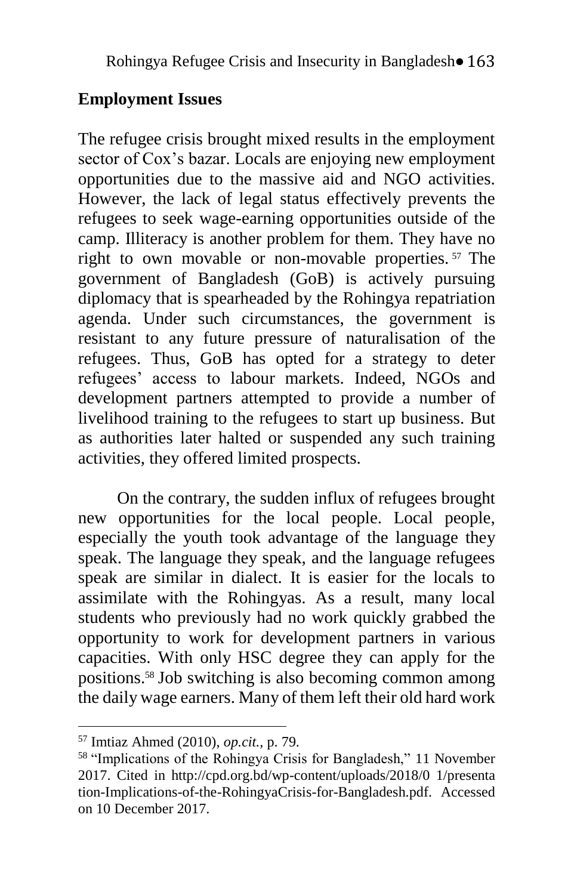## Employment Issues

The refugee crisis brought mixed results in the employment sector of Cox's bazar. Locals are enjoying new employment opportunities due to the massive aid and NGO activities. However, the lack of legal status effectively prevents the refugees to seek wage-earning opportunities outside of the camp. Illiteracy is another problem for them. They have no right to own movable or non-movable properties.[57] The government of Bangladesh (GoB) is actively pursuing diplomacy that is spearheaded by the Rohingya repatriation agenda. Under such circumstances, the government is resistant to any future pressure of naturalisation of the refugees. Thus, GoB has opted for a strategy to deter refugees' access to labour markets. Indeed, NGOs and development partners attempted to provide a number of livelihood training to the refugees to start up business. But as authorities later halted or suspended any such training activities, they offered limited prospects.

On the contrary, the sudden influx of refugees brought new opportunities for the local people. Local people, especially the youth took advantage of the language they speak. The language they speak, and the language refugees speak are similar in dialect. It is easier for the locals to assimilate with the Rohingyas. As a result, many local students who previously had no work quickly grabbed the opportunity to work for development partners in various capacities. With only HSC degree they can apply for the positions.[58] Job switching is also becoming common among the daily wage earners. Many of them left their old hard work

---

[57] Imtiaz Ahmed (2010), *op.cit.*, p. 79.

[58] "Implications of the Rohingya Crisis for Bangladesh," 11 November 2017. Cited in http://cpd.org.bd/wp-content/uploads/2018/0 1/presentation-Implications-of-the-RohingyaCrisis-for-Bangladesh.pdf. Accessed on 10 December 2017.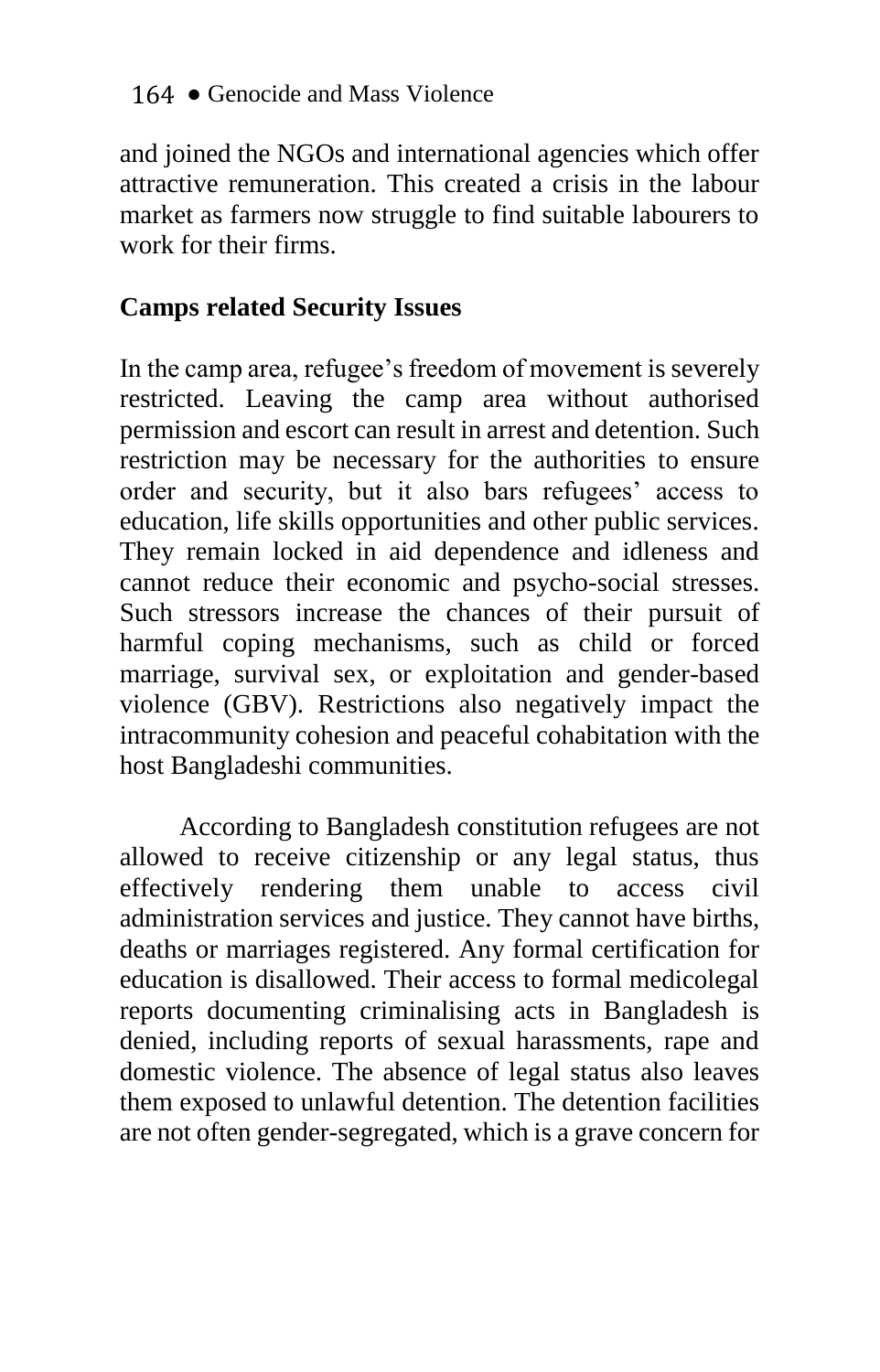and joined the NGOs and international agencies which offer attractive remuneration. This created a crisis in the labour market as farmers now struggle to find suitable labourers to work for their firms.

## Camps related Security Issues

In the camp area, refugee's freedom of movement is severely restricted. Leaving the camp area without authorised permission and escort can result in arrest and detention. Such restriction may be necessary for the authorities to ensure order and security, but it also bars refugees' access to education, life skills opportunities and other public services. They remain locked in aid dependence and idleness and cannot reduce their economic and psycho-social stresses. Such stressors increase the chances of their pursuit of harmful coping mechanisms, such as child or forced marriage, survival sex, or exploitation and gender-based violence (GBV). Restrictions also negatively impact the intracommunity cohesion and peaceful cohabitation with the host Bangladeshi communities.

According to Bangladesh constitution refugees are not allowed to receive citizenship or any legal status, thus effectively rendering them unable to access civil administration services and justice. They cannot have births, deaths or marriages registered. Any formal certification for education is disallowed. Their access to formal medicolegal reports documenting criminalising acts in Bangladesh is denied, including reports of sexual harassments, rape and domestic violence. The absence of legal status also leaves them exposed to unlawful detention. The detention facilities are not often gender-segregated, which is a grave concern for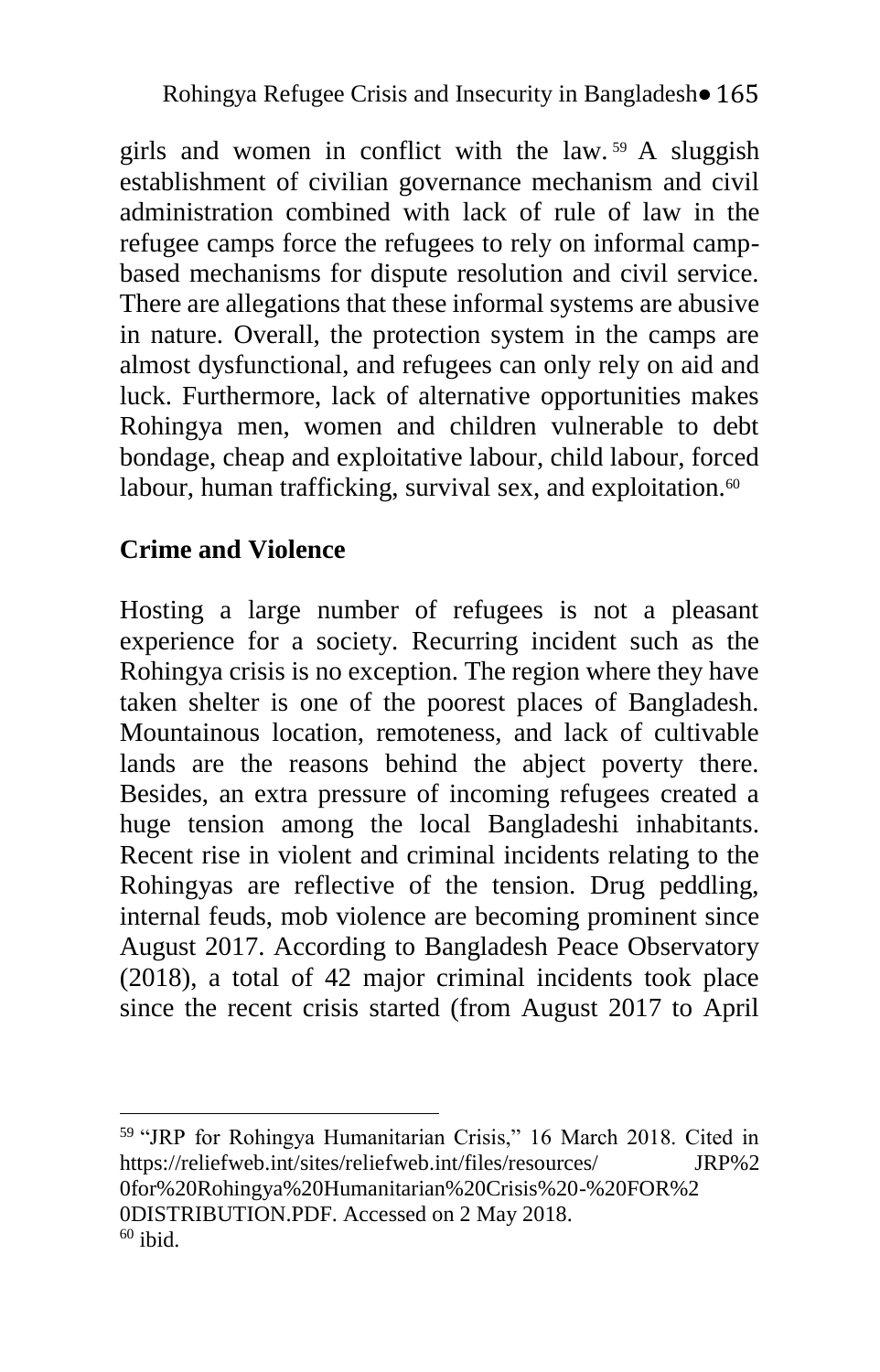girls and women in conflict with the law.[59] A sluggish establishment of civilian governance mechanism and civil administration combined with lack of rule of law in the refugee camps force the refugees to rely on informal camp-based mechanisms for dispute resolution and civil service. There are allegations that these informal systems are abusive in nature. Overall, the protection system in the camps are almost dysfunctional, and refugees can only rely on aid and luck. Furthermore, lack of alternative opportunities makes Rohingya men, women and children vulnerable to debt bondage, cheap and exploitative labour, child labour, forced labour, human trafficking, survival sex, and exploitation.[60]

## Crime and Violence

Hosting a large number of refugees is not a pleasant experience for a society. Recurring incident such as the Rohingya crisis is no exception. The region where they have taken shelter is one of the poorest places of Bangladesh. Mountainous location, remoteness, and lack of cultivable lands are the reasons behind the abject poverty there. Besides, an extra pressure of incoming refugees created a huge tension among the local Bangladeshi inhabitants. Recent rise in violent and criminal incidents relating to the Rohingyas are reflective of the tension. Drug peddling, internal feuds, mob violence are becoming prominent since August 2017. According to Bangladesh Peace Observatory (2018), a total of 42 major criminal incidents took place since the recent crisis started (from August 2017 to April

---

[59] "JRP for Rohingya Humanitarian Crisis," 16 March 2018. Cited in https://reliefweb.int/sites/reliefweb.int/files/resources/ JRP%20for%20Rohingya%20Humanitarian%20Crisis%20-%20FOR%20DISTRIBUTION.PDF. Accessed on 2 May 2018.

[60] ibid.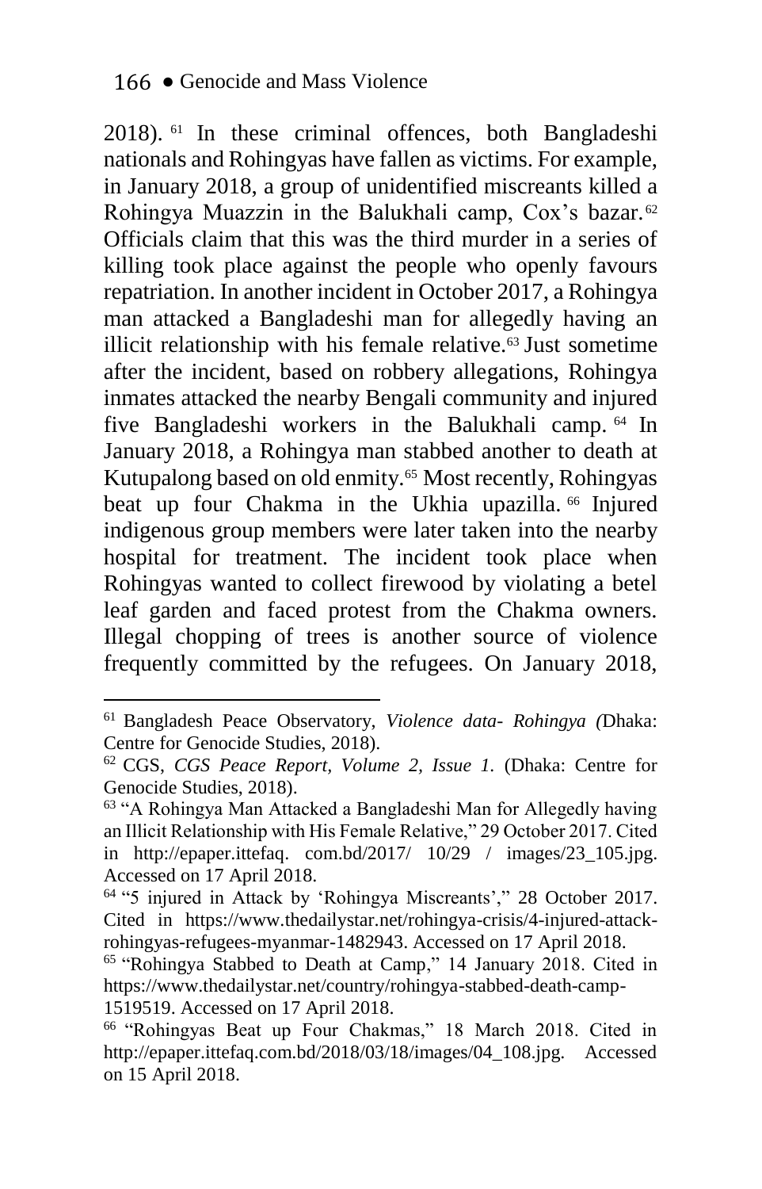2018).[61] In these criminal offences, both Bangladeshi nationals and Rohingyas have fallen as victims. For example, in January 2018, a group of unidentified miscreants killed a Rohingya Muazzin in the Balukhali camp, Cox's bazar.[62] Officials claim that this was the third murder in a series of killing took place against the people who openly favours repatriation. In another incident in October 2017, a Rohingya man attacked a Bangladeshi man for allegedly having an illicit relationship with his female relative.[63] Just sometime after the incident, based on robbery allegations, Rohingya inmates attacked the nearby Bengali community and injured five Bangladeshi workers in the Balukhali camp.[64] In January 2018, a Rohingya man stabbed another to death at Kutupalong based on old enmity.[65] Most recently, Rohingyas beat up four Chakma in the Ukhia upazilla.[66] Injured indigenous group members were later taken into the nearby hospital for treatment. The incident took place when Rohingyas wanted to collect firewood by violating a betel leaf garden and faced protest from the Chakma owners. Illegal chopping of trees is another source of violence frequently committed by the refugees. On January 2018,

---

[61] Bangladesh Peace Observatory, *Violence data- Rohingya (*Dhaka: Centre for Genocide Studies, 2018).

[62] CGS, *CGS Peace Report, Volume 2, Issue 1.* (Dhaka: Centre for Genocide Studies, 2018).

[63] "A Rohingya Man Attacked a Bangladeshi Man for Allegedly having an Illicit Relationship with His Female Relative," 29 October 2017. Cited in http://epaper.ittefaq. com.bd/2017/ 10/29 / images/23_105.jpg. Accessed on 17 April 2018.

[64] "5 injured in Attack by 'Rohingya Miscreants'," 28 October 2017. Cited in https://www.thedailystar.net/rohingya-crisis/4-injured-attack-rohingyas-refugees-myanmar-1482943. Accessed on 17 April 2018.

[65] "Rohingya Stabbed to Death at Camp," 14 January 2018. Cited in https://www.thedailystar.net/country/rohingya-stabbed-death-camp-1519519. Accessed on 17 April 2018.

[66] "Rohingyas Beat up Four Chakmas," 18 March 2018. Cited in http://epaper.ittefaq.com.bd/2018/03/18/images/04_108.jpg. Accessed on 15 April 2018.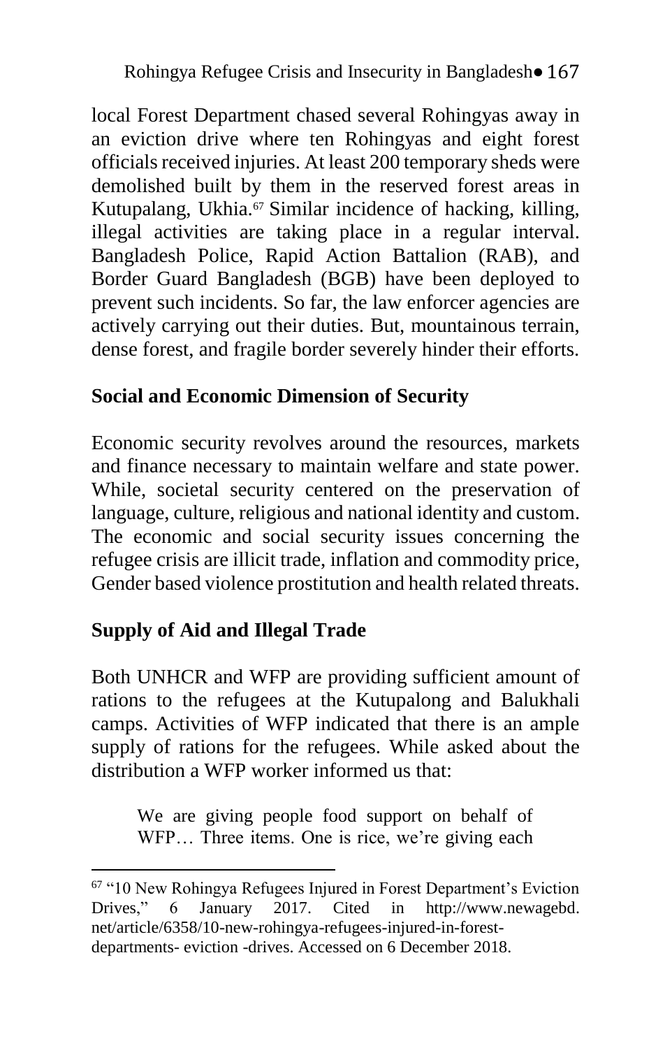local Forest Department chased several Rohingyas away in an eviction drive where ten Rohingyas and eight forest officials received injuries. At least 200 temporary sheds were demolished built by them in the reserved forest areas in Kutupalang, Ukhia.[67] Similar incidence of hacking, killing, illegal activities are taking place in a regular interval. Bangladesh Police, Rapid Action Battalion (RAB), and Border Guard Bangladesh (BGB) have been deployed to prevent such incidents. So far, the law enforcer agencies are actively carrying out their duties. But, mountainous terrain, dense forest, and fragile border severely hinder their efforts.

## Social and Economic Dimension of Security

Economic security revolves around the resources, markets and finance necessary to maintain welfare and state power. While, societal security centered on the preservation of language, culture, religious and national identity and custom. The economic and social security issues concerning the refugee crisis are illicit trade, inflation and commodity price, Gender based violence prostitution and health related threats.

## Supply of Aid and Illegal Trade

Both UNHCR and WFP are providing sufficient amount of rations to the refugees at the Kutupalong and Balukhali camps. Activities of WFP indicated that there is an ample supply of rations for the refugees. While asked about the distribution a WFP worker informed us that:

> We are giving people food support on behalf of WFP… Three items. One is rice, we're giving each

[67] "10 New Rohingya Refugees Injured in Forest Department's Eviction Drives," 6 January 2017. Cited in http://www.newagebd.net/article/6358/10-new-rohingya-refugees-injured-in-forest-departments- eviction -drives. Accessed on 6 December 2018.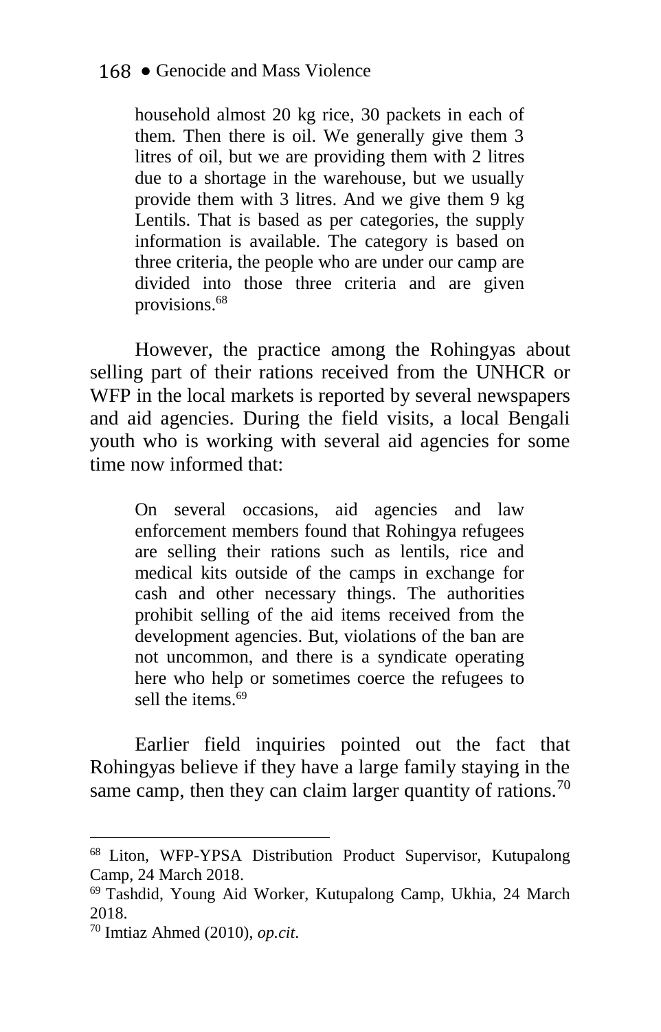> household almost 20 kg rice, 30 packets in each of them. Then there is oil. We generally give them 3 litres of oil, but we are providing them with 2 litres due to a shortage in the warehouse, but we usually provide them with 3 litres. And we give them 9 kg Lentils. That is based as per categories, the supply information is available. The category is based on three criteria, the people who are under our camp are divided into those three criteria and are given provisions.[68]

However, the practice among the Rohingyas about selling part of their rations received from the UNHCR or WFP in the local markets is reported by several newspapers and aid agencies. During the field visits, a local Bengali youth who is working with several aid agencies for some time now informed that:

> On several occasions, aid agencies and law enforcement members found that Rohingya refugees are selling their rations such as lentils, rice and medical kits outside of the camps in exchange for cash and other necessary things. The authorities prohibit selling of the aid items received from the development agencies. But, violations of the ban are not uncommon, and there is a syndicate operating here who help or sometimes coerce the refugees to sell the items.[69]

Earlier field inquiries pointed out the fact that Rohingyas believe if they have a large family staying in the same camp, then they can claim larger quantity of rations.[70]

---

[68] Liton, WFP-YPSA Distribution Product Supervisor, Kutupalong Camp, 24 March 2018.

[69] Tashdid, Young Aid Worker, Kutupalong Camp, Ukhia, 24 March 2018.

[70] Imtiaz Ahmed (2010), *op.cit*.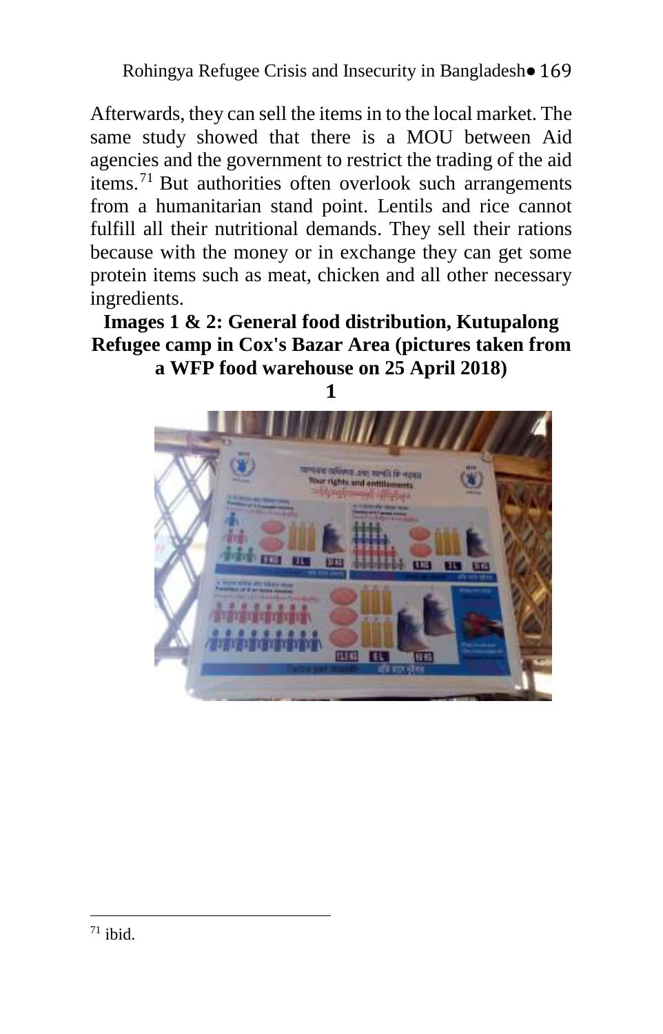Afterwards, they can sell the items in to the local market. The same study showed that there is a MOU between Aid agencies and the government to restrict the trading of the aid items.[71] But authorities often overlook such arrangements from a humanitarian stand point. Lentils and rice cannot fulfill all their nutritional demands. They sell their rations because with the money or in exchange they can get some protein items such as meat, chicken and all other necessary ingredients.

**Images 1 & 2: General food distribution, Kutupalong Refugee camp in Cox's Bazar Area (pictures taken from a WFP food warehouse on 25 April 2018)**

**1**

[71] ibid.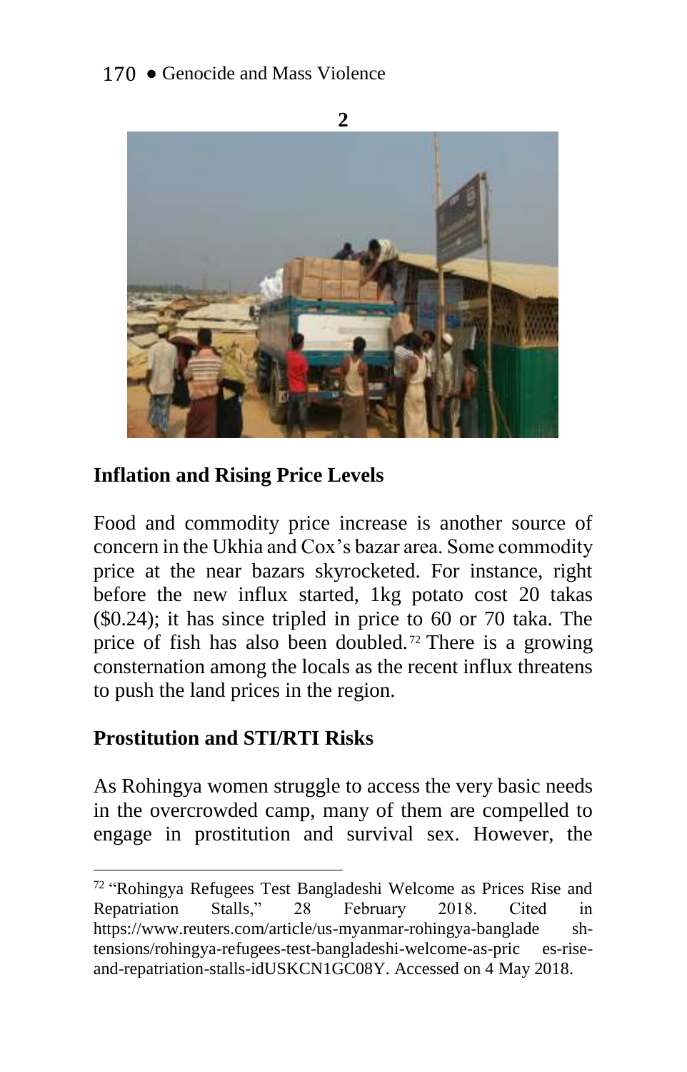2

## Inflation and Rising Price Levels

Food and commodity price increase is another source of concern in the Ukhia and Cox's bazar area. Some commodity price at the near bazars skyrocketed. For instance, right before the new influx started, 1kg potato cost 20 takas ($0.24); it has since tripled in price to 60 or 70 taka. The price of fish has also been doubled.[72] There is a growing consternation among the locals as the recent influx threatens to push the land prices in the region.

## Prostitution and STI/RTI Risks

As Rohingya women struggle to access the very basic needs in the overcrowded camp, many of them are compelled to engage in prostitution and survival sex. However, the

---

[72] "Rohingya Refugees Test Bangladeshi Welcome as Prices Rise and Repatriation Stalls," 28 February 2018. Cited in https://www.reuters.com/article/us-myanmar-rohingya-banglade sh-tensions/rohingya-refugees-test-bangladeshi-welcome-as-pric es-rise-and-repatriation-stalls-idUSKCN1GC08Y. Accessed on 4 May 2018.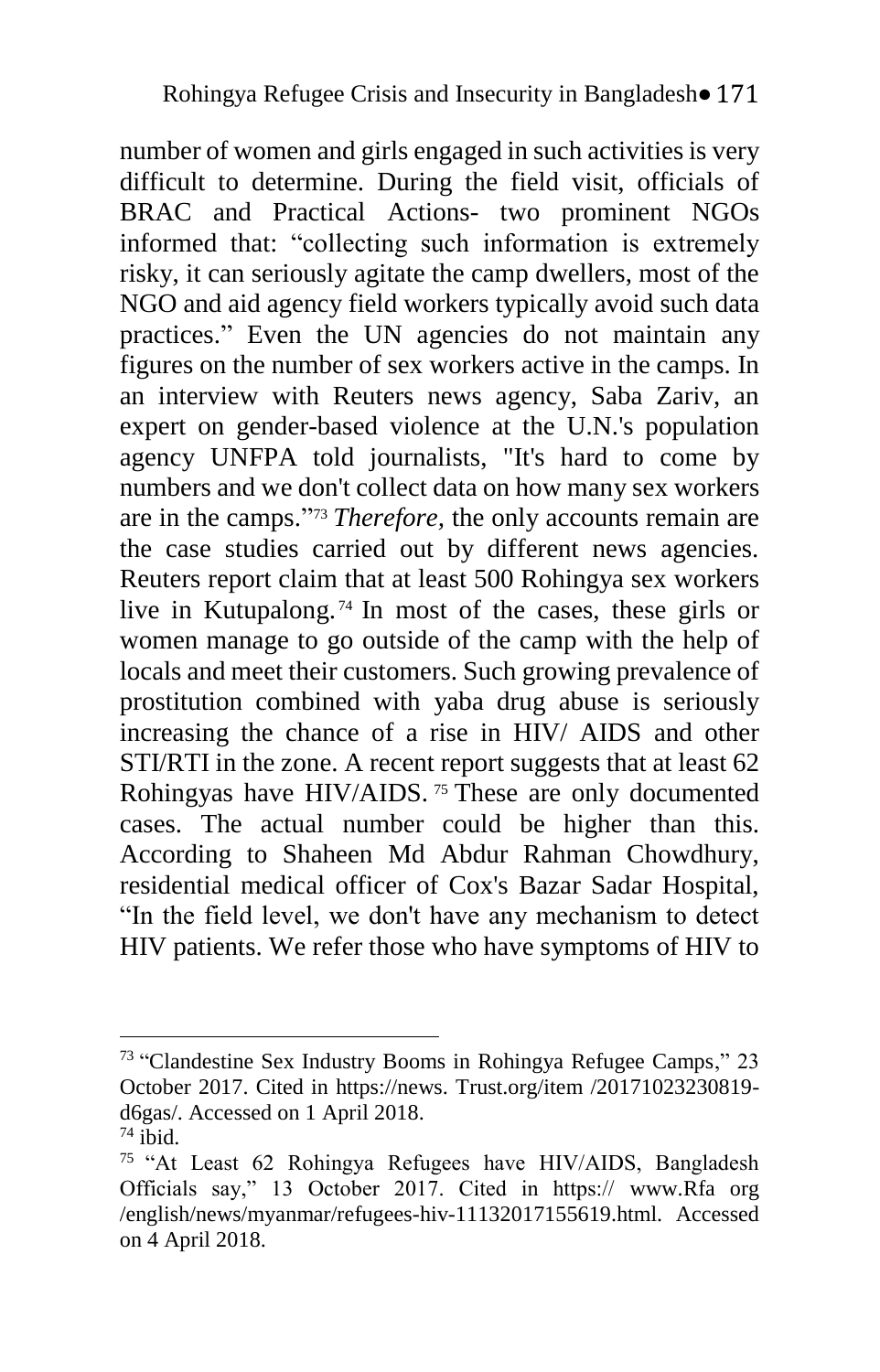number of women and girls engaged in such activities is very difficult to determine. During the field visit, officials of BRAC and Practical Actions- two prominent NGOs informed that: "collecting such information is extremely risky, it can seriously agitate the camp dwellers, most of the NGO and aid agency field workers typically avoid such data practices." Even the UN agencies do not maintain any figures on the number of sex workers active in the camps. In an interview with Reuters news agency, Saba Zariv, an expert on gender-based violence at the U.N.'s population agency UNFPA told journalists, "It's hard to come by numbers and we don't collect data on how many sex workers are in the camps."[73] *Therefore,* the only accounts remain are the case studies carried out by different news agencies. Reuters report claim that at least 500 Rohingya sex workers live in Kutupalong.[74] In most of the cases, these girls or women manage to go outside of the camp with the help of locals and meet their customers. Such growing prevalence of prostitution combined with yaba drug abuse is seriously increasing the chance of a rise in HIV/ AIDS and other STI/RTI in the zone. A recent report suggests that at least 62 Rohingyas have HIV/AIDS.[75] These are only documented cases. The actual number could be higher than this. According to Shaheen Md Abdur Rahman Chowdhury, residential medical officer of Cox's Bazar Sadar Hospital, "In the field level, we don't have any mechanism to detect HIV patients. We refer those who have symptoms of HIV to

---

[73] "Clandestine Sex Industry Booms in Rohingya Refugee Camps," 23 October 2017. Cited in https://news. Trust.org/item /20171023230819-d6gas/. Accessed on 1 April 2018.

[74] ibid.

[75] "At Least 62 Rohingya Refugees have HIV/AIDS, Bangladesh Officials say," 13 October 2017. Cited in https:// www.Rfa org /english/news/myanmar/refugees-hiv-11132017155619.html. Accessed on 4 April 2018.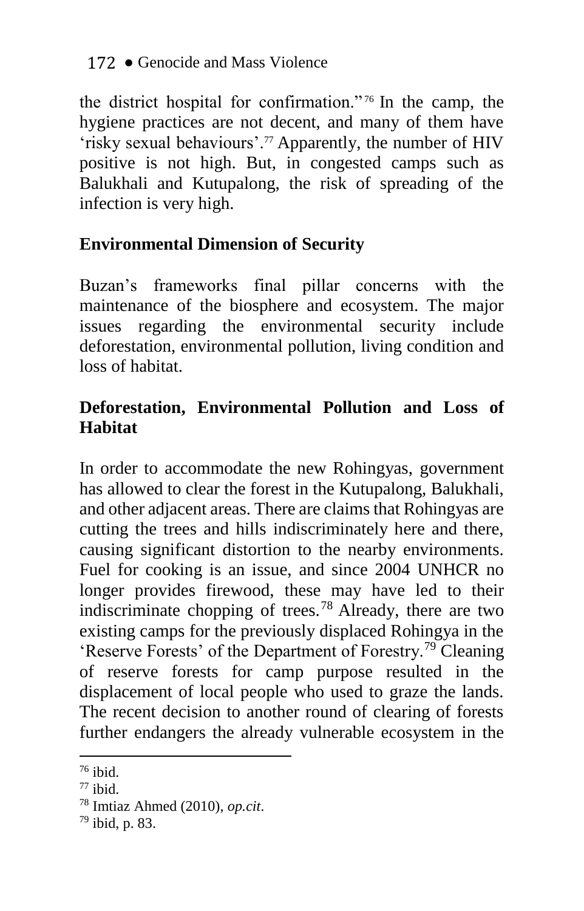the district hospital for confirmation."[76] In the camp, the hygiene practices are not decent, and many of them have 'risky sexual behaviours'.[77] Apparently, the number of HIV positive is not high. But, in congested camps such as Balukhali and Kutupalong, the risk of spreading of the infection is very high.

## Environmental Dimension of Security

Buzan's frameworks final pillar concerns with the maintenance of the biosphere and ecosystem. The major issues regarding the environmental security include deforestation, environmental pollution, living condition and loss of habitat.

### Deforestation, Environmental Pollution and Loss of Habitat

In order to accommodate the new Rohingyas, government has allowed to clear the forest in the Kutupalong, Balukhali, and other adjacent areas. There are claims that Rohingyas are cutting the trees and hills indiscriminately here and there, causing significant distortion to the nearby environments. Fuel for cooking is an issue, and since 2004 UNHCR no longer provides firewood, these may have led to their indiscriminate chopping of trees.[78] Already, there are two existing camps for the previously displaced Rohingya in the 'Reserve Forests' of the Department of Forestry.[79] Cleaning of reserve forests for camp purpose resulted in the displacement of local people who used to graze the lands. The recent decision to another round of clearing of forests further endangers the already vulnerable ecosystem in the

---

[76] ibid.

[77] ibid.

[78] Imtiaz Ahmed (2010), *op.cit*.

[79] ibid, p. 83.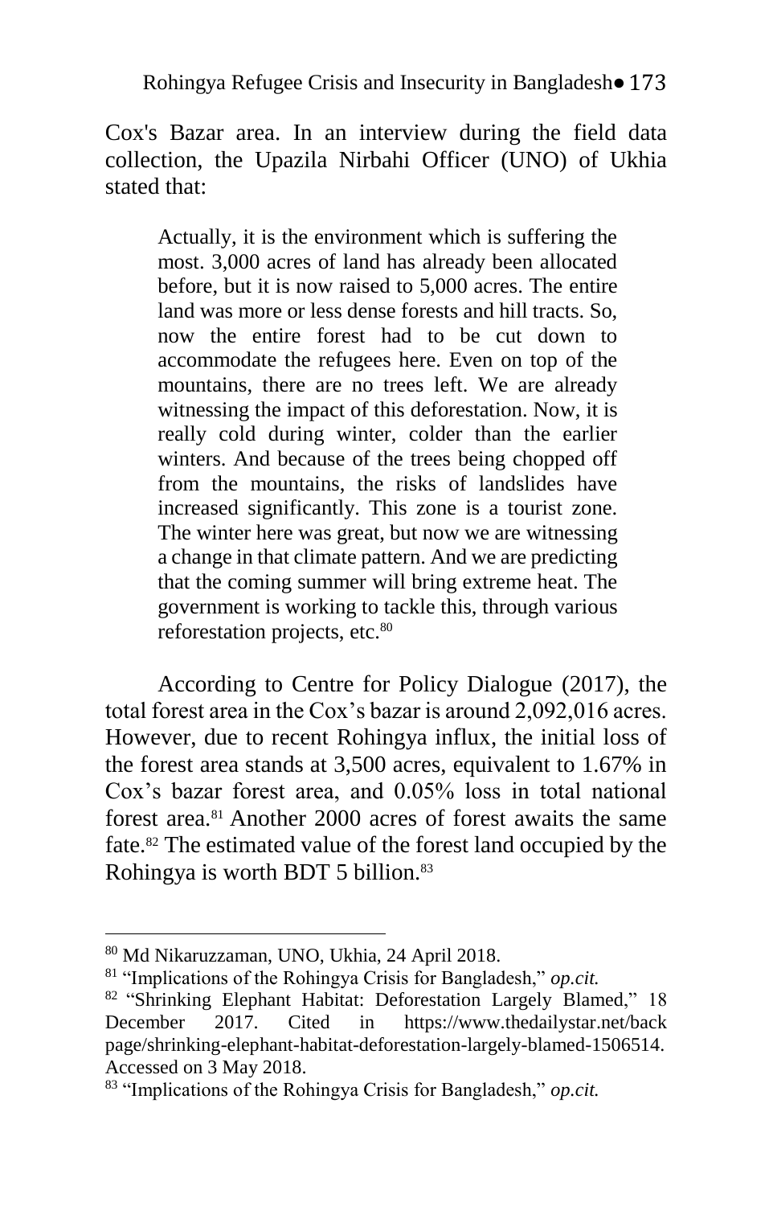Cox's Bazar area. In an interview during the field data collection, the Upazila Nirbahi Officer (UNO) of Ukhia stated that:

> Actually, it is the environment which is suffering the most. 3,000 acres of land has already been allocated before, but it is now raised to 5,000 acres. The entire land was more or less dense forests and hill tracts. So, now the entire forest had to be cut down to accommodate the refugees here. Even on top of the mountains, there are no trees left. We are already witnessing the impact of this deforestation. Now, it is really cold during winter, colder than the earlier winters. And because of the trees being chopped off from the mountains, the risks of landslides have increased significantly. This zone is a tourist zone. The winter here was great, but now we are witnessing a change in that climate pattern. And we are predicting that the coming summer will bring extreme heat. The government is working to tackle this, through various reforestation projects, etc.[80]

According to Centre for Policy Dialogue (2017), the total forest area in the Cox's bazar is around 2,092,016 acres. However, due to recent Rohingya influx, the initial loss of the forest area stands at 3,500 acres, equivalent to 1.67% in Cox's bazar forest area, and 0.05% loss in total national forest area.[81] Another 2000 acres of forest awaits the same fate.[82] The estimated value of the forest land occupied by the Rohingya is worth BDT 5 billion.[83]

---

[80] Md Nikaruzzaman, UNO, Ukhia, 24 April 2018.

[81] "Implications of the Rohingya Crisis for Bangladesh," *op.cit.*

[82] "Shrinking Elephant Habitat: Deforestation Largely Blamed," 18 December 2017. Cited in https://www.thedailystar.net/backpage/shrinking-elephant-habitat-deforestation-largely-blamed-1506514. Accessed on 3 May 2018.

[83] "Implications of the Rohingya Crisis for Bangladesh," *op.cit.*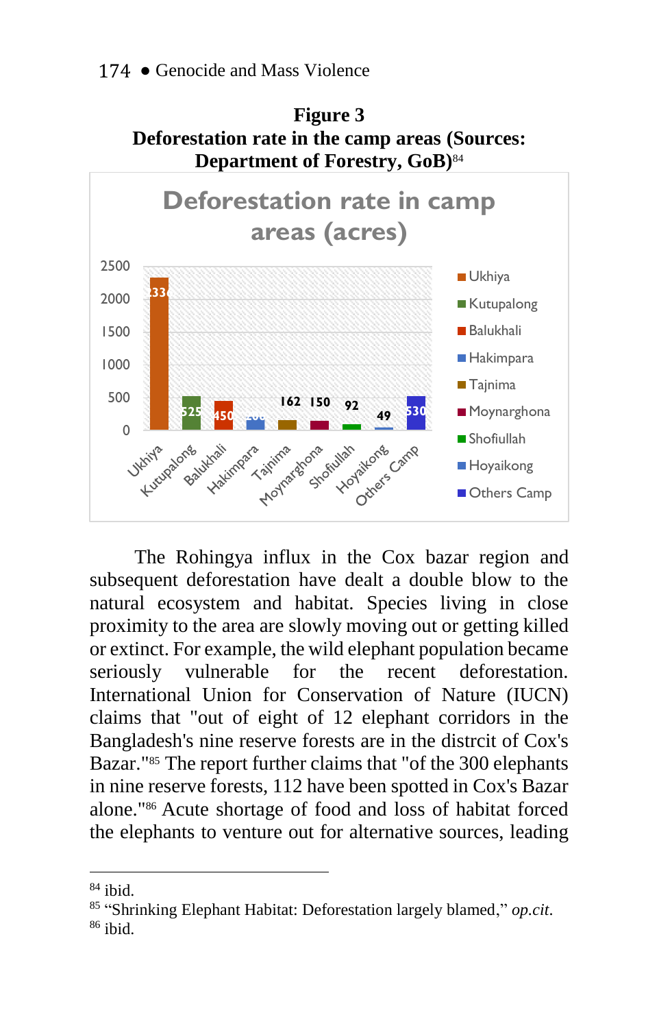**Figure 3**
**Deforestation rate in the camp areas (Sources: Department of Forestry, GoB)**[84]

Deforestation rate in camp areas (acres)

| Camp area | Acres |
|---|---|
| Ukhiya | 2336 |
| Kutupalong | 525 |
| Balukhali | 450 |
| Hakimpara | 200 |
| Tajnima | 162 |
| Moynarghona | 150 |
| Shofiullah | 92 |
| Hoyaikong | 49 |
| Others Camp | 530 |

The Rohingya influx in the Cox bazar region and subsequent deforestation have dealt a double blow to the natural ecosystem and habitat. Species living in close proximity to the area are slowly moving out or getting killed or extinct. For example, the wild elephant population became seriously vulnerable for the recent deforestation. International Union for Conservation of Nature (IUCN) claims that "out of eight of 12 elephant corridors in the Bangladesh's nine reserve forests are in the distrcit of Cox's Bazar."[85] The report further claims that "of the 300 elephants in nine reserve forests, 112 have been spotted in Cox's Bazar alone."[86] Acute shortage of food and loss of habitat forced the elephants to venture out for alternative sources, leading

---

[84] ibid.

[85] "Shrinking Elephant Habitat: Deforestation largely blamed," *op.cit.*

[86] ibid.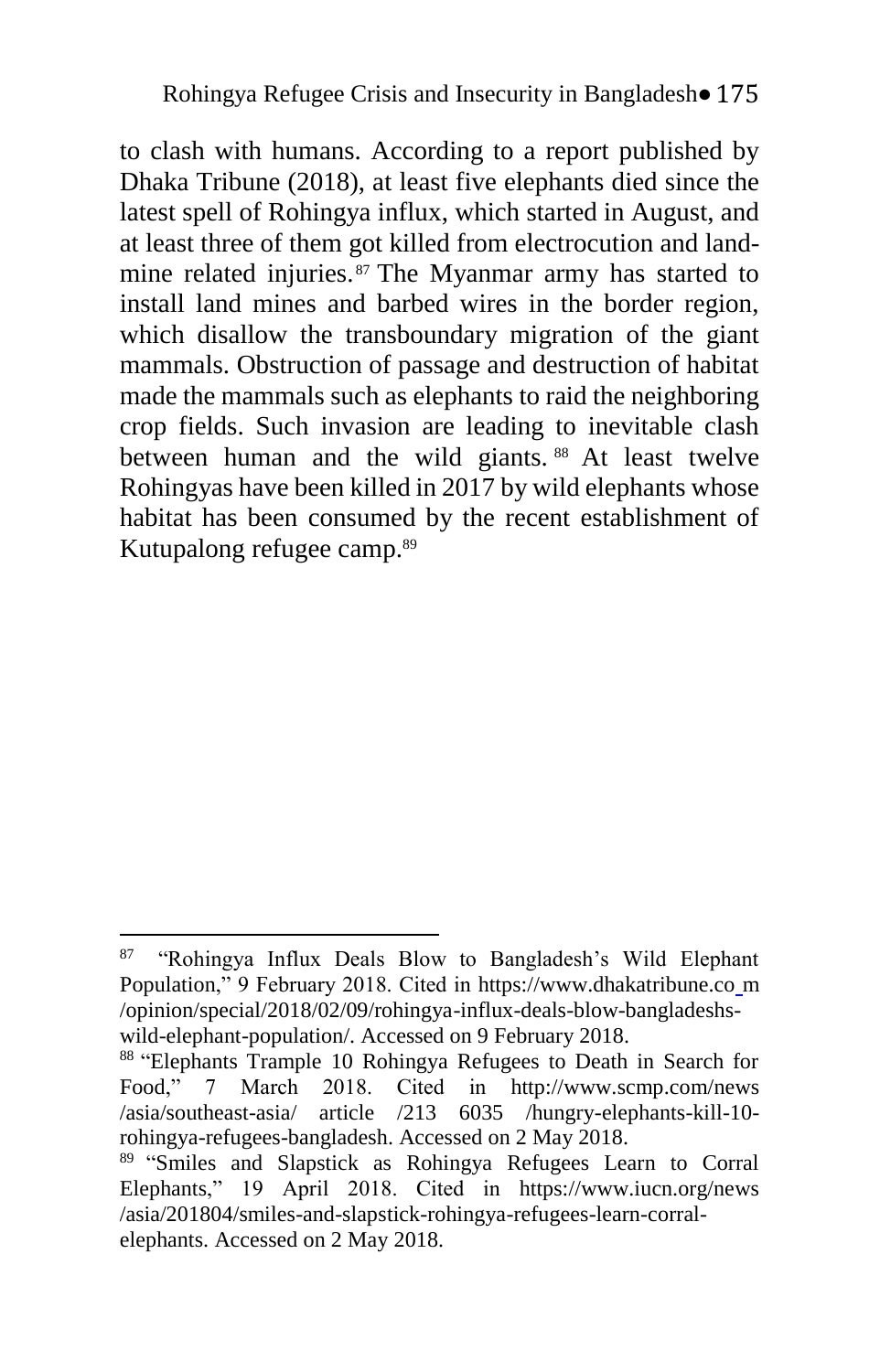to clash with humans. According to a report published by Dhaka Tribune (2018), at least five elephants died since the latest spell of Rohingya influx, which started in August, and at least three of them got killed from electrocution and land-mine related injuries.[87] The Myanmar army has started to install land mines and barbed wires in the border region, which disallow the transboundary migration of the giant mammals. Obstruction of passage and destruction of habitat made the mammals such as elephants to raid the neighboring crop fields. Such invasion are leading to inevitable clash between human and the wild giants.[88] At least twelve Rohingyas have been killed in 2017 by wild elephants whose habitat has been consumed by the recent establishment of Kutupalong refugee camp.[89]

---

[87] "Rohingya Influx Deals Blow to Bangladesh's Wild Elephant Population," 9 February 2018. Cited in https://www.dhakatribune.co m /opinion/special/2018/02/09/rohingya-influx-deals-blow-bangladeshs-wild-elephant-population/. Accessed on 9 February 2018.

[88] "Elephants Trample 10 Rohingya Refugees to Death in Search for Food," 7 March 2018. Cited in http://www.scmp.com/news /asia/southeast-asia/ article /213 6035 /hungry-elephants-kill-10-rohingya-refugees-bangladesh. Accessed on 2 May 2018.

[89] "Smiles and Slapstick as Rohingya Refugees Learn to Corral Elephants," 19 April 2018. Cited in https://www.iucn.org/news /asia/201804/smiles-and-slapstick-rohingya-refugees-learn-corral-elephants. Accessed on 2 May 2018.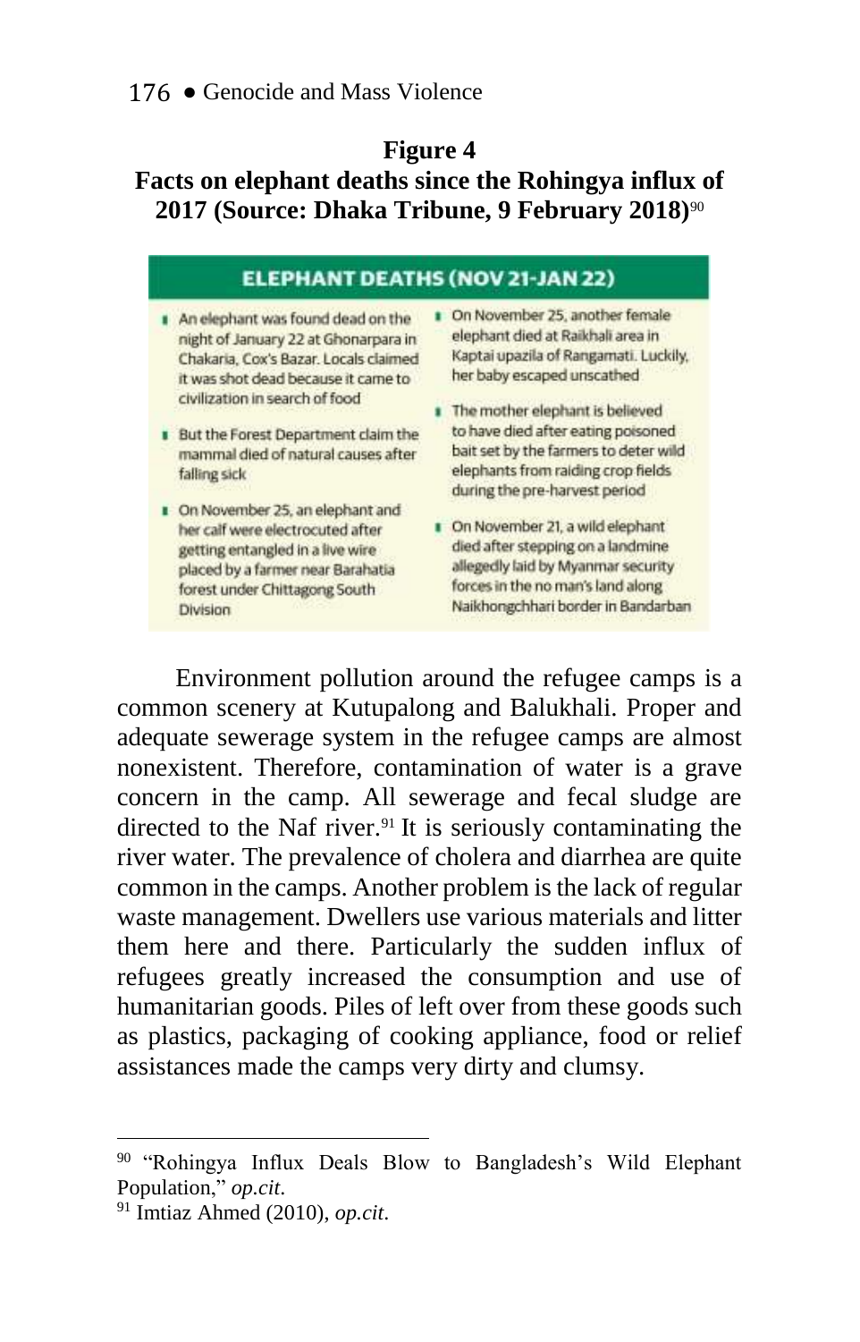**Figure 4**

**Facts on elephant deaths since the Rohingya influx of 2017 (Source: Dhaka Tribune, 9 February 2018)**[90]

**ELEPHANT DEATHS (NOV 21-JAN 22)**

- An elephant was found dead on the night of January 22 at Ghonarpara in Chakaria, Cox's Bazar. Locals claimed it was shot dead because it came to civilization in search of food
- But the Forest Department claim the mammal died of natural causes after falling sick
- On November 25, an elephant and her calf were electrocuted after getting entangled in a live wire placed by a farmer near Barahatia forest under Chittagong South Division
- On November 25, another female elephant died at Raikhali area in Kaptai upazila of Rangamati. Luckily, her baby escaped unscathed
- The mother elephant is believed to have died after eating poisoned bait set by the farmers to deter wild elephants from raiding crop fields during the pre-harvest period
- On November 21, a wild elephant died after stepping on a landmine allegedly laid by Myanmar security forces in the no man's land along Naikhongchhari border in Bandarban

Environment pollution around the refugee camps is a common scenery at Kutupalong and Balukhali. Proper and adequate sewerage system in the refugee camps are almost nonexistent. Therefore, contamination of water is a grave concern in the camp. All sewerage and fecal sludge are directed to the Naf river.[91] It is seriously contaminating the river water. The prevalence of cholera and diarrhea are quite common in the camps. Another problem is the lack of regular waste management. Dwellers use various materials and litter them here and there. Particularly the sudden influx of refugees greatly increased the consumption and use of humanitarian goods. Piles of left over from these goods such as plastics, packaging of cooking appliance, food or relief assistances made the camps very dirty and clumsy.

---

[90] "Rohingya Influx Deals Blow to Bangladesh's Wild Elephant Population," *op.cit.*

[91] Imtiaz Ahmed (2010), *op.cit.*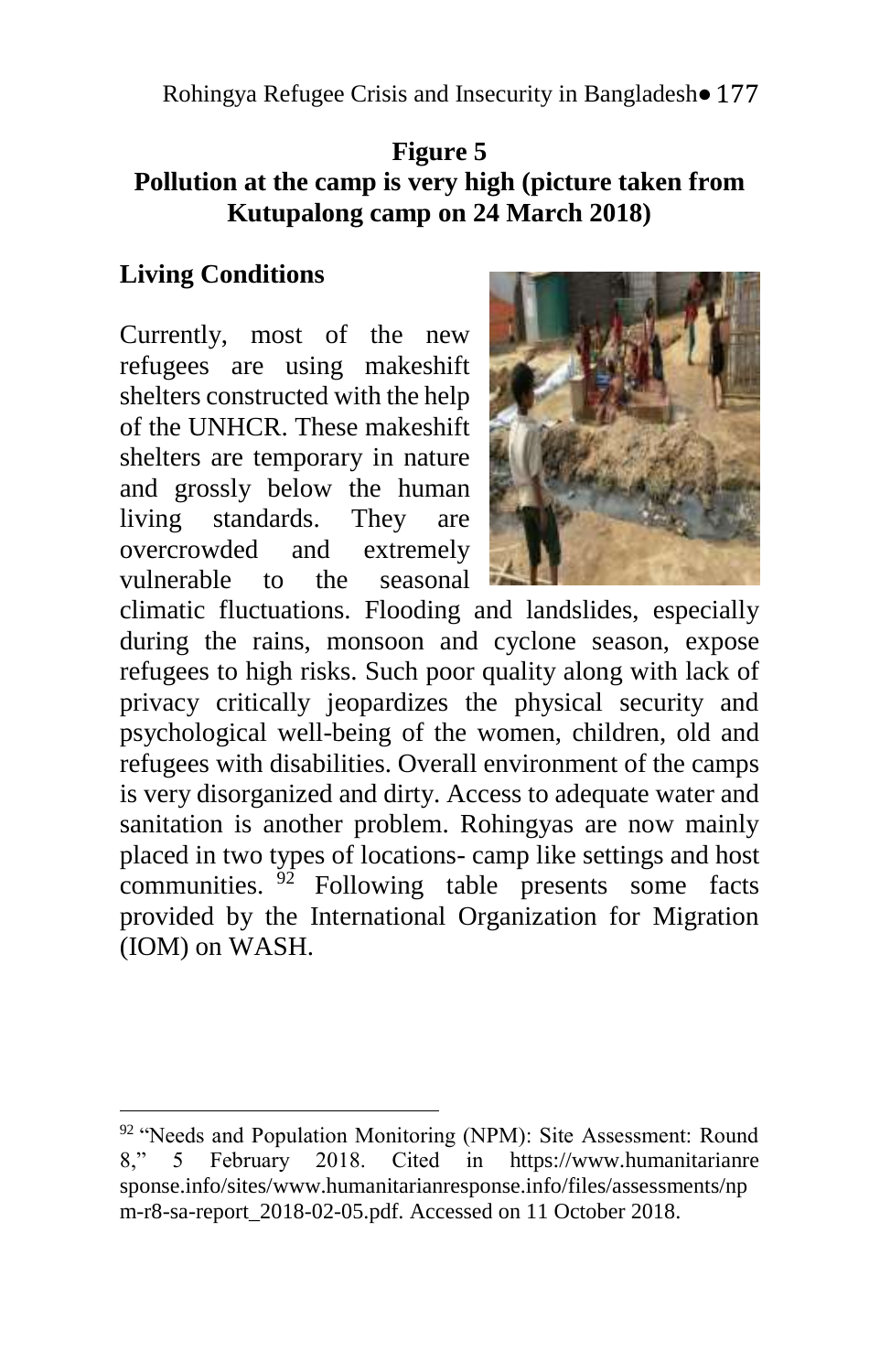**Figure 5**
**Pollution at the camp is very high (picture taken from Kutupalong camp on 24 March 2018)**

## Living Conditions

Currently, most of the new refugees are using makeshift shelters constructed with the help of the UNHCR. These makeshift shelters are temporary in nature and grossly below the human living standards. They are overcrowded and extremely vulnerable to the seasonal climatic fluctuations. Flooding and landslides, especially during the rains, monsoon and cyclone season, expose refugees to high risks. Such poor quality along with lack of privacy critically jeopardizes the physical security and psychological well-being of the women, children, old and refugees with disabilities. Overall environment of the camps is very disorganized and dirty. Access to adequate water and sanitation is another problem. Rohingyas are now mainly placed in two types of locations- camp like settings and host communities. [92] Following table presents some facts provided by the International Organization for Migration (IOM) on WASH.

---

[92] "Needs and Population Monitoring (NPM): Site Assessment: Round 8," 5 February 2018. Cited in https://www.humanitarianresponse.info/sites/www.humanitarianresponse.info/files/assessments/npm-r8-sa-report_2018-02-05.pdf. Accessed on 11 October 2018.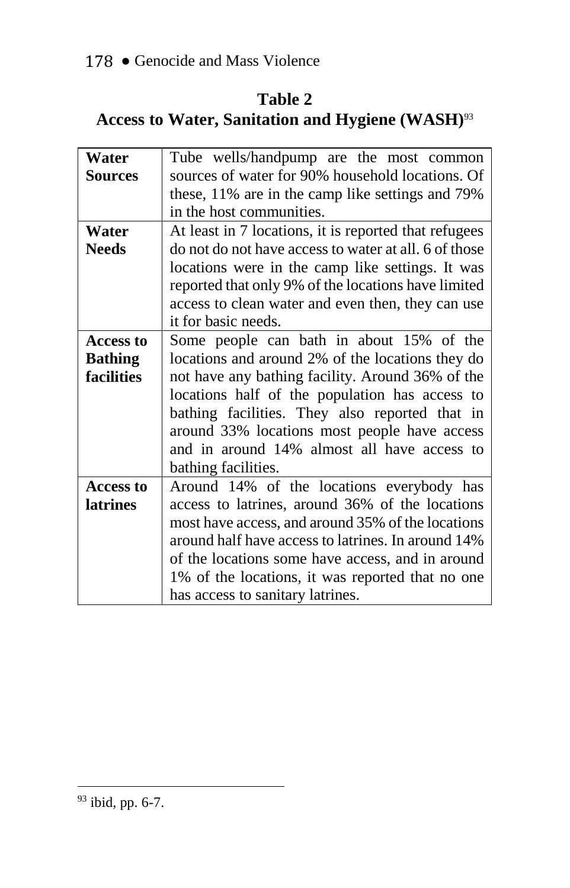**Table 2**
**Access to Water, Sanitation and Hygiene (WASH)**[93]

| | |
|---|---|
| **Water Sources** | Tube wells/handpump are the most common sources of water for 90% household locations. Of these, 11% are in the camp like settings and 79% in the host communities. |
| **Water Needs** | At least in 7 locations, it is reported that refugees do not do not have access to water at all. 6 of those locations were in the camp like settings. It was reported that only 9% of the locations have limited access to clean water and even then, they can use it for basic needs. |
| **Access to Bathing facilities** | Some people can bath in about 15% of the locations and around 2% of the locations they do not have any bathing facility. Around 36% of the locations half of the population has access to bathing facilities. They also reported that in around 33% locations most people have access and in around 14% almost all have access to bathing facilities. |
| **Access to latrines** | Around 14% of the locations everybody has access to latrines, around 36% of the locations most have access, and around 35% of the locations around half have access to latrines. In around 14% of the locations some have access, and in around 1% of the locations, it was reported that no one has access to sanitary latrines. |

[93] ibid, pp. 6-7.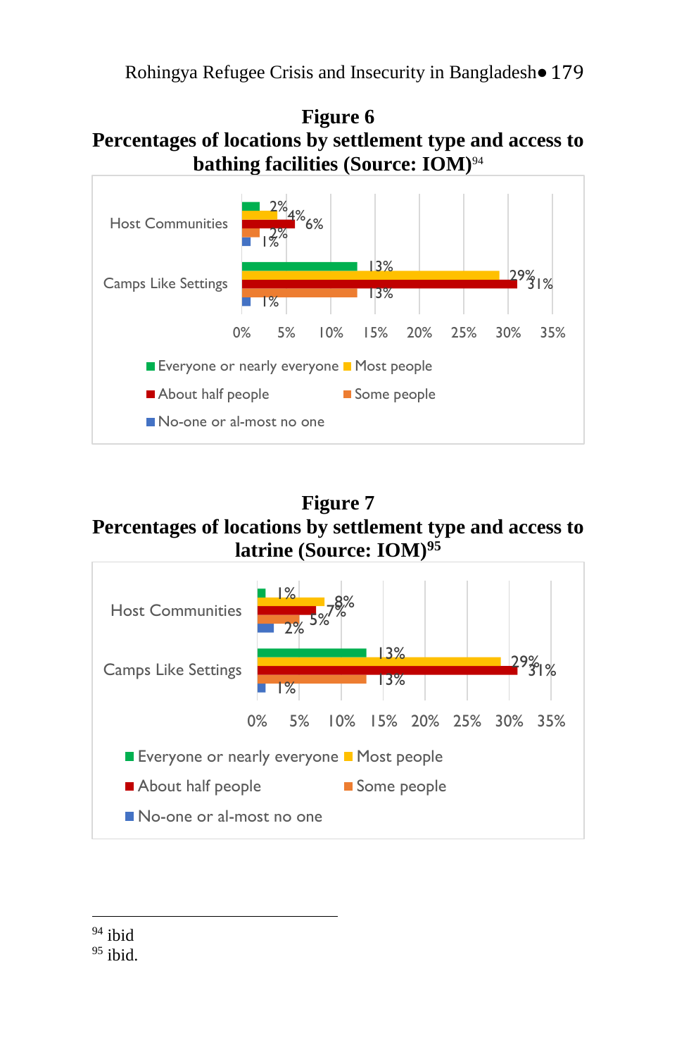**Figure 6**

**Percentages of locations by settlement type and access to bathing facilities (Source: IOM)**[94]

| Settlement type | Everyone or nearly everyone | Most people | About half people | Some people | No-one or al-most no one |
|---|---|---|---|---|---|
| Host Communities | 2% | 4% | 6% | 2% | 1% |
| Camps Like Settings | 13% | 29% | 31% | 13% | 1% |

**Figure 7**

**Percentages of locations by settlement type and access to latrine (Source: IOM)**[95]

| Settlement type | Everyone or nearly everyone | Most people | About half people | Some people | No-one or al-most no one |
|---|---|---|---|---|---|
| Host Communities | 1% | 8% | 7% | 5% | 2% |
| Camps Like Settings | 13% | 29% | 31% | 13% | 1% |

---

[94] ibid

[95] ibid.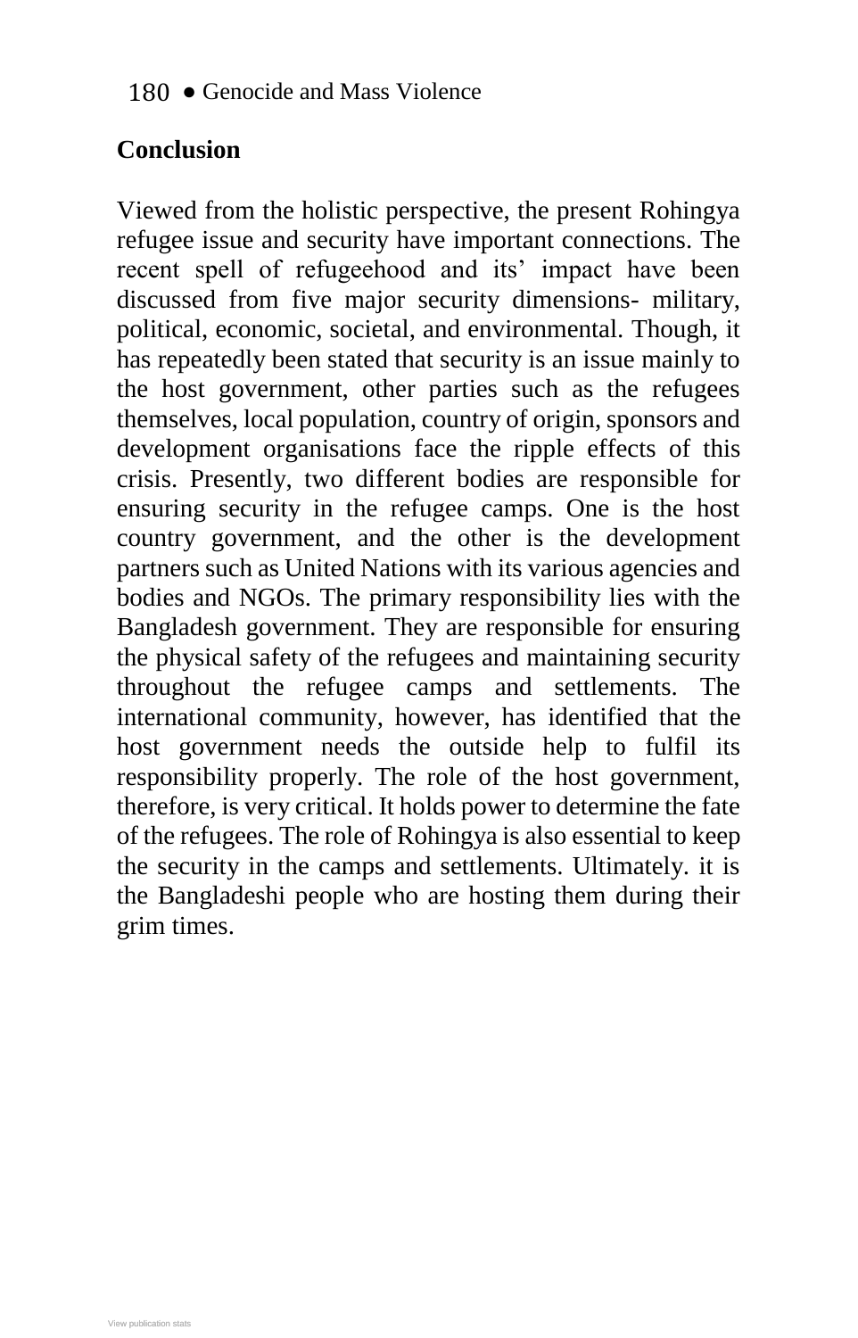## Conclusion

Viewed from the holistic perspective, the present Rohingya refugee issue and security have important connections. The recent spell of refugeehood and its' impact have been discussed from five major security dimensions- military, political, economic, societal, and environmental. Though, it has repeatedly been stated that security is an issue mainly to the host government, other parties such as the refugees themselves, local population, country of origin, sponsors and development organisations face the ripple effects of this crisis. Presently, two different bodies are responsible for ensuring security in the refugee camps. One is the host country government, and the other is the development partners such as United Nations with its various agencies and bodies and NGOs. The primary responsibility lies with the Bangladesh government. They are responsible for ensuring the physical safety of the refugees and maintaining security throughout the refugee camps and settlements. The international community, however, has identified that the host government needs the outside help to fulfil its responsibility properly. The role of the host government, therefore, is very critical. It holds power to determine the fate of the refugees. The role of Rohingya is also essential to keep the security in the camps and settlements. Ultimately. it is the Bangladeshi people who are hosting them during their grim times.